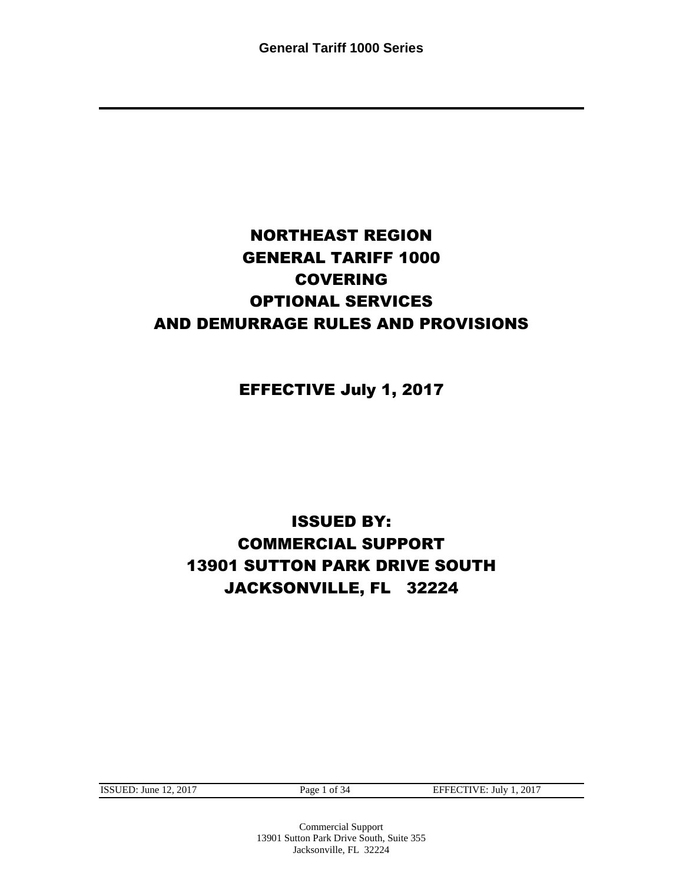# NORTHEAST REGION
# GENERAL TARIFF 1000
# COVERING
# OPTIONAL SERVICES
# AND DEMURRAGE RULES AND PROVISIONS

## EFFECTIVE July 1, 2017

## ISSUED BY:
## COMMERCIAL SUPPORT
## 13901 SUTTON PARK DRIVE SOUTH
## JACKSONVILLE, FL 32224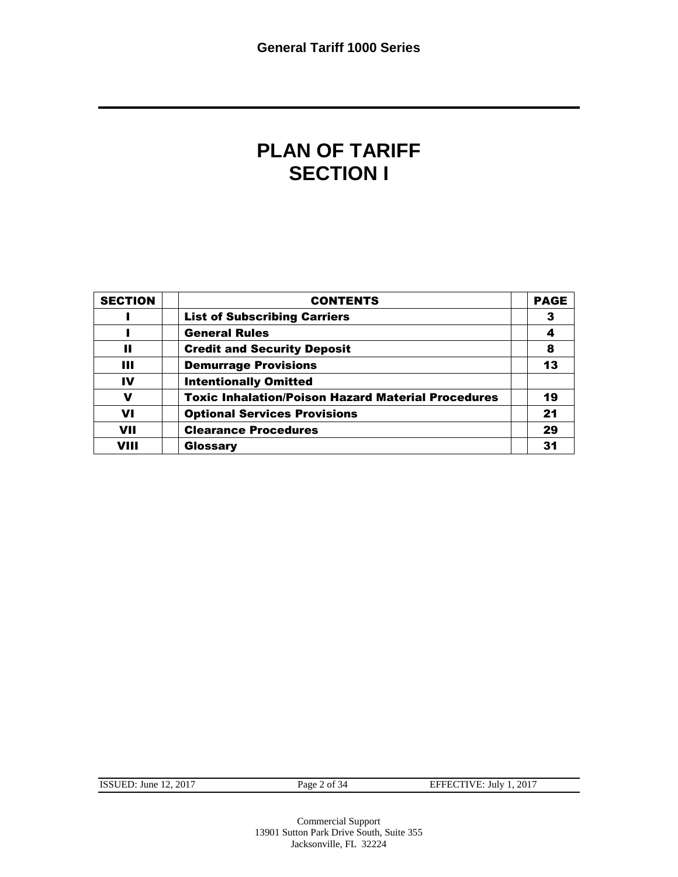# PLAN OF TARIFF
# SECTION I

| SECTION | CONTENTS | PAGE |
|---|---|---|
| I | List of Subscribing Carriers | 3 |
| I | General Rules | 4 |
| II | Credit and Security Deposit | 8 |
| III | Demurrage Provisions | 13 |
| IV | Intentionally Omitted | |
| V | Toxic Inhalation/Poison Hazard Material Procedures | 19 |
| VI | Optional Services Provisions | 21 |
| VII | Clearance Procedures | 29 |
| VIII | Glossary | 31 |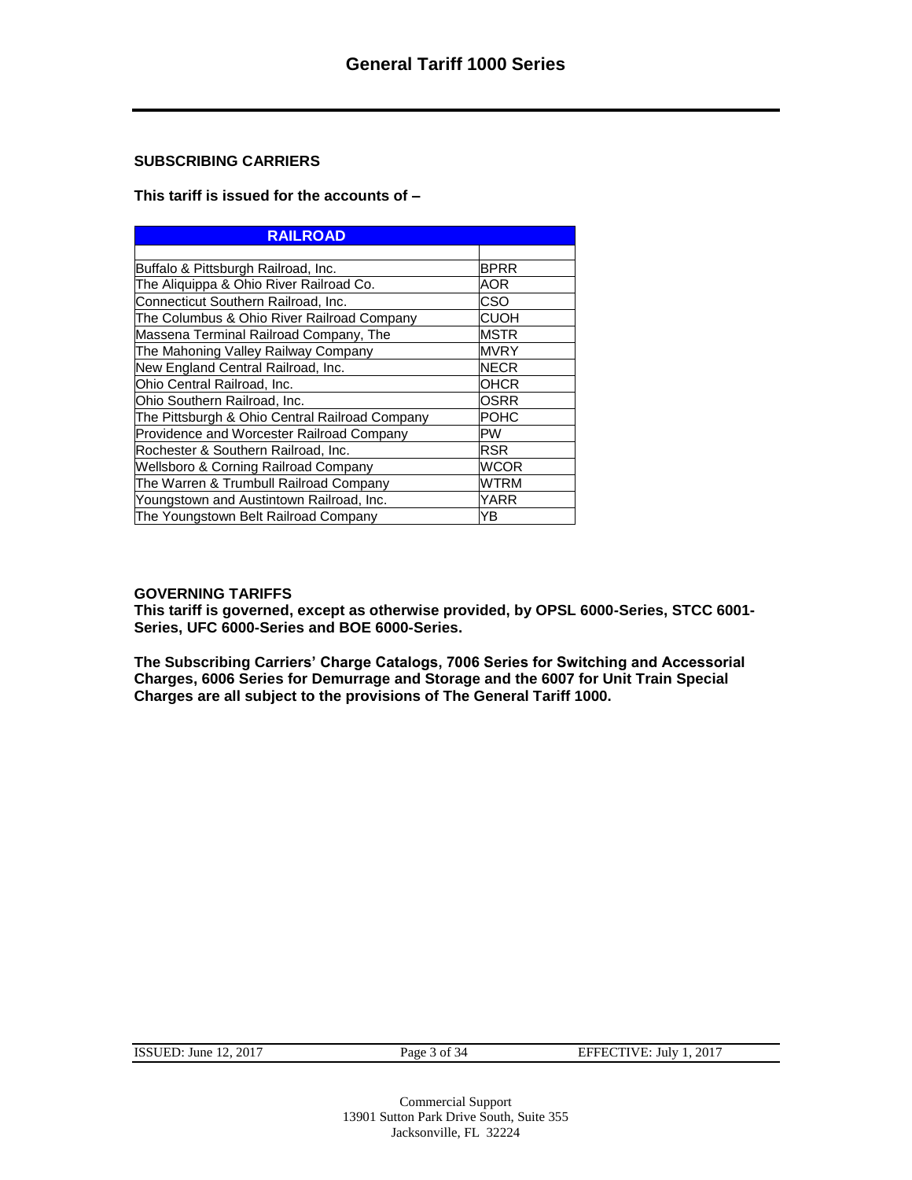# General Tariff 1000 Series

### SUBSCRIBING CARRIERS

**This tariff is issued for the accounts of –**

| RAILROAD | |
|---|---|
| Buffalo & Pittsburgh Railroad, Inc. | BPRR |
| The Aliquippa & Ohio River Railroad Co. | AOR |
| Connecticut Southern Railroad, Inc. | CSO |
| The Columbus & Ohio River Railroad Company | CUOH |
| Massena Terminal Railroad Company, The | MSTR |
| The Mahoning Valley Railway Company | MVRY |
| New England Central Railroad, Inc. | NECR |
| Ohio Central Railroad, Inc. | OHCR |
| Ohio Southern Railroad, Inc. | OSRR |
| The Pittsburgh & Ohio Central Railroad Company | POHC |
| Providence and Worcester Railroad Company | PW |
| Rochester & Southern Railroad, Inc. | RSR |
| Wellsboro & Corning Railroad Company | WCOR |
| The Warren & Trumbull Railroad Company | WTRM |
| Youngstown and Austintown Railroad, Inc. | YARR |
| The Youngstown Belt Railroad Company | YB |

### GOVERNING TARIFFS

**This tariff is governed, except as otherwise provided, by OPSL 6000-Series, STCC 6001-Series, UFC 6000-Series and BOE 6000-Series.**

**The Subscribing Carriers' Charge Catalogs, 7006 Series for Switching and Accessorial Charges, 6006 Series for Demurrage and Storage and the 6007 for Unit Train Special Charges are all subject to the provisions of The General Tariff 1000.**

ISSUED: June 12, 2017 EFFECTIVE: July 1, 2017

Commercial Support
13901 Sutton Park Drive South, Suite 355
Jacksonville, FL 32224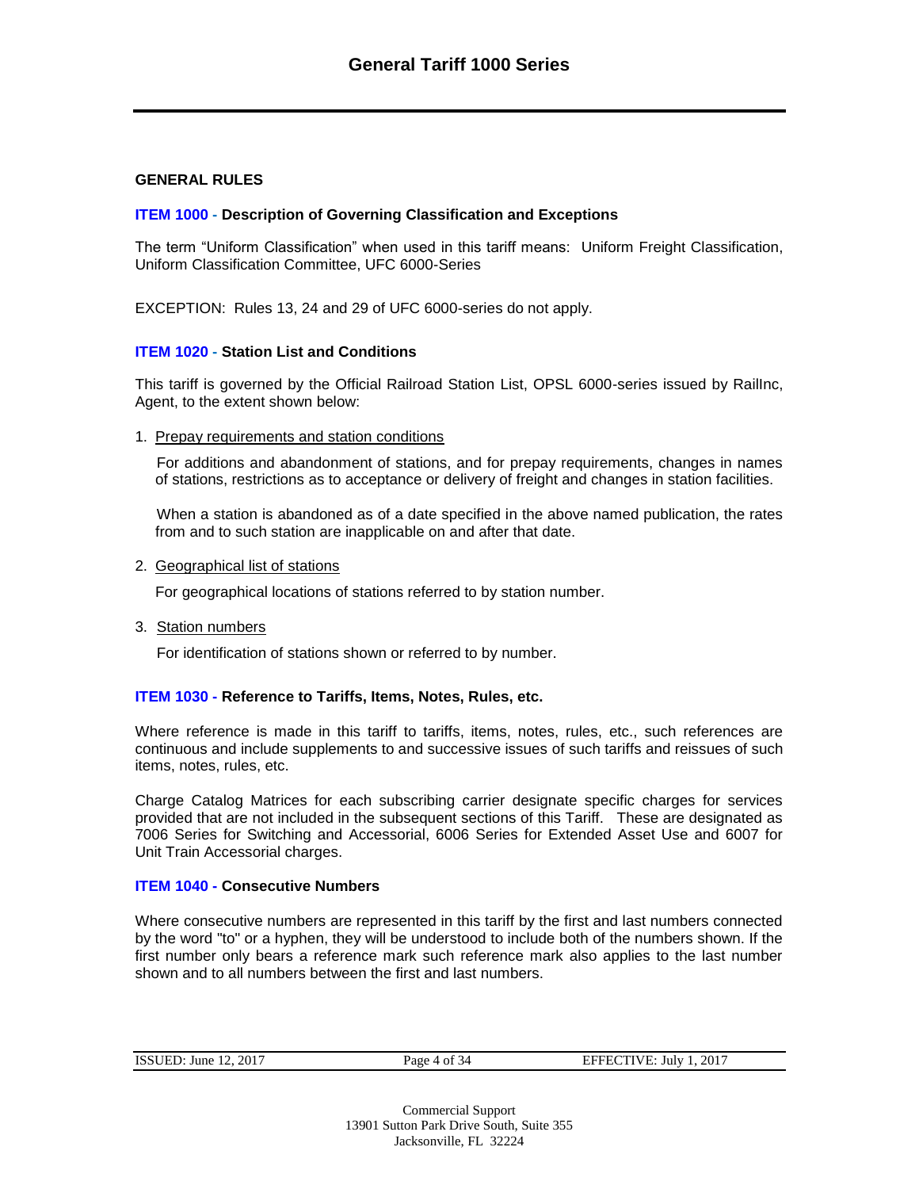## GENERAL RULES

### ITEM 1000 - Description of Governing Classification and Exceptions

The term "Uniform Classification" when used in this tariff means: Uniform Freight Classification, Uniform Classification Committee, UFC 6000-Series

EXCEPTION: Rules 13, 24 and 29 of UFC 6000-series do not apply.

### ITEM 1020 - Station List and Conditions

This tariff is governed by the Official Railroad Station List, OPSL 6000-series issued by RailInc, Agent, to the extent shown below:

1. Prepay requirements and station conditions

   For additions and abandonment of stations, and for prepay requirements, changes in names of stations, restrictions as to acceptance or delivery of freight and changes in station facilities.

   When a station is abandoned as of a date specified in the above named publication, the rates from and to such station are inapplicable on and after that date.

2. Geographical list of stations

   For geographical locations of stations referred to by station number.

3. Station numbers

   For identification of stations shown or referred to by number.

### ITEM 1030 - Reference to Tariffs, Items, Notes, Rules, etc.

Where reference is made in this tariff to tariffs, items, notes, rules, etc., such references are continuous and include supplements to and successive issues of such tariffs and reissues of such items, notes, rules, etc.

Charge Catalog Matrices for each subscribing carrier designate specific charges for services provided that are not included in the subsequent sections of this Tariff. These are designated as 7006 Series for Switching and Accessorial, 6006 Series for Extended Asset Use and 6007 for Unit Train Accessorial charges.

### ITEM 1040 - Consecutive Numbers

Where consecutive numbers are represented in this tariff by the first and last numbers connected by the word "to" or a hyphen, they will be understood to include both of the numbers shown. If the first number only bears a reference mark such reference mark also applies to the last number shown and to all numbers between the first and last numbers.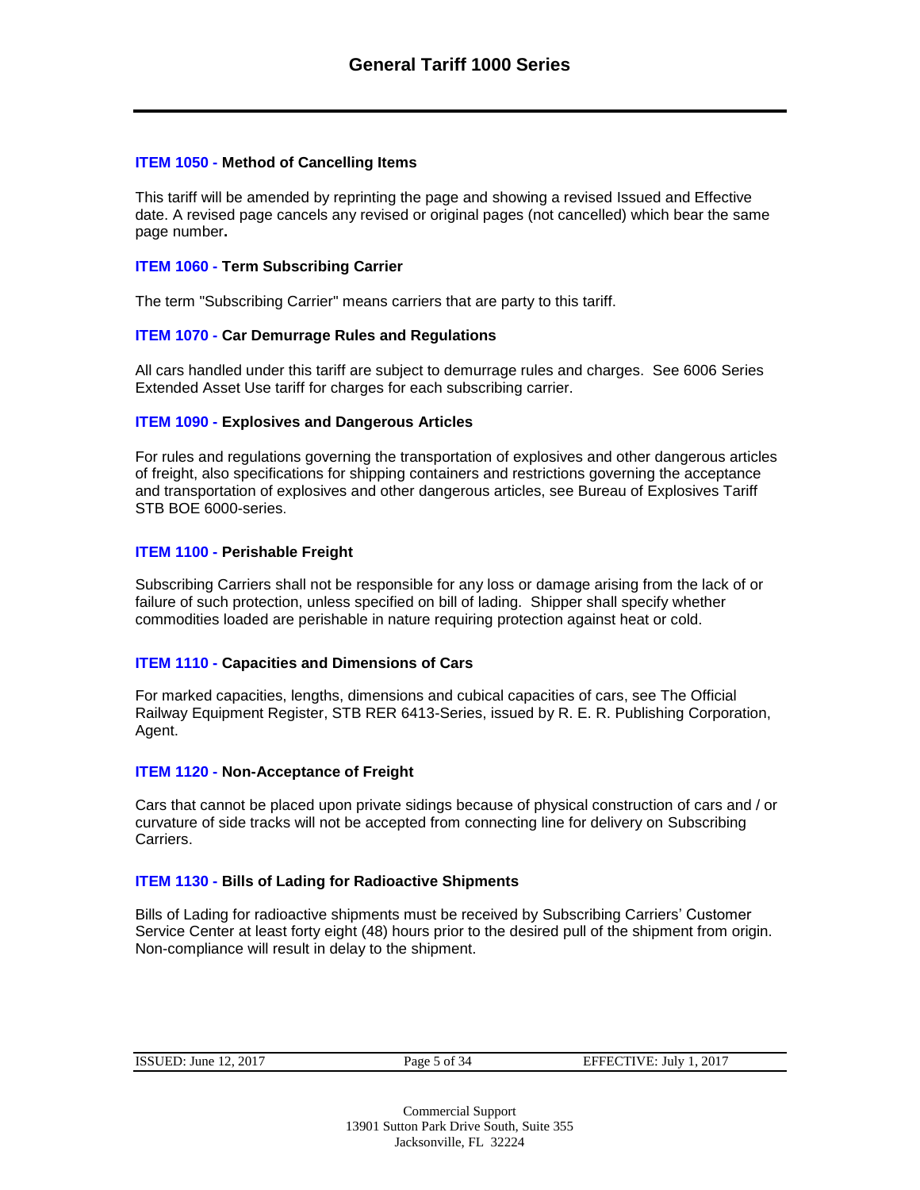### ITEM 1050 - Method of Cancelling Items

This tariff will be amended by reprinting the page and showing a revised Issued and Effective date. A revised page cancels any revised or original pages (not cancelled) which bear the same page number**.**

### ITEM 1060 - Term Subscribing Carrier

The term "Subscribing Carrier" means carriers that are party to this tariff.

### ITEM 1070 - Car Demurrage Rules and Regulations

All cars handled under this tariff are subject to demurrage rules and charges. See 6006 Series Extended Asset Use tariff for charges for each subscribing carrier.

### ITEM 1090 - Explosives and Dangerous Articles

For rules and regulations governing the transportation of explosives and other dangerous articles of freight, also specifications for shipping containers and restrictions governing the acceptance and transportation of explosives and other dangerous articles, see Bureau of Explosives Tariff STB BOE 6000-series.

### ITEM 1100 - Perishable Freight

Subscribing Carriers shall not be responsible for any loss or damage arising from the lack of or failure of such protection, unless specified on bill of lading. Shipper shall specify whether commodities loaded are perishable in nature requiring protection against heat or cold.

### ITEM 1110 - Capacities and Dimensions of Cars

For marked capacities, lengths, dimensions and cubical capacities of cars, see The Official Railway Equipment Register, STB RER 6413-Series, issued by R. E. R. Publishing Corporation, Agent.

### ITEM 1120 - Non-Acceptance of Freight

Cars that cannot be placed upon private sidings because of physical construction of cars and / or curvature of side tracks will not be accepted from connecting line for delivery on Subscribing Carriers.

### ITEM 1130 - Bills of Lading for Radioactive Shipments

Bills of Lading for radioactive shipments must be received by Subscribing Carriers' Customer Service Center at least forty eight (48) hours prior to the desired pull of the shipment from origin. Non-compliance will result in delay to the shipment.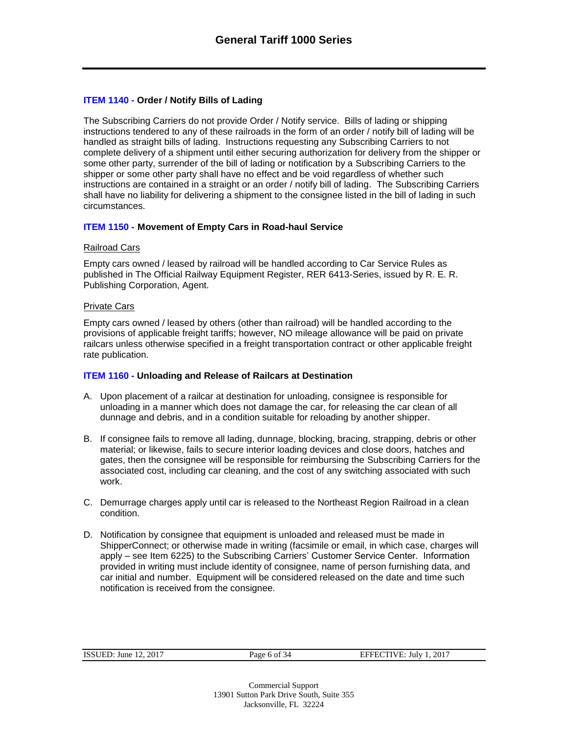### ITEM 1140 - Order / Notify Bills of Lading

The Subscribing Carriers do not provide Order / Notify service. Bills of lading or shipping instructions tendered to any of these railroads in the form of an order / notify bill of lading will be handled as straight bills of lading. Instructions requesting any Subscribing Carriers to not complete delivery of a shipment until either securing authorization for delivery from the shipper or some other party, surrender of the bill of lading or notification by a Subscribing Carriers to the shipper or some other party shall have no effect and be void regardless of whether such instructions are contained in a straight or an order / notify bill of lading. The Subscribing Carriers shall have no liability for delivering a shipment to the consignee listed in the bill of lading in such circumstances.

### ITEM 1150 - Movement of Empty Cars in Road-haul Service

Railroad Cars

Empty cars owned / leased by railroad will be handled according to Car Service Rules as published in The Official Railway Equipment Register, RER 6413-Series, issued by R. E. R. Publishing Corporation, Agent.

Private Cars

Empty cars owned / leased by others (other than railroad) will be handled according to the provisions of applicable freight tariffs; however, NO mileage allowance will be paid on private railcars unless otherwise specified in a freight transportation contract or other applicable freight rate publication.

### ITEM 1160 - Unloading and Release of Railcars at Destination

A. Upon placement of a railcar at destination for unloading, consignee is responsible for unloading in a manner which does not damage the car, for releasing the car clean of all dunnage and debris, and in a condition suitable for reloading by another shipper.

B. If consignee fails to remove all lading, dunnage, blocking, bracing, strapping, debris or other material; or likewise, fails to secure interior loading devices and close doors, hatches and gates, then the consignee will be responsible for reimbursing the Subscribing Carriers for the associated cost, including car cleaning, and the cost of any switching associated with such work.

C. Demurrage charges apply until car is released to the Northeast Region Railroad in a clean condition.

D. Notification by consignee that equipment is unloaded and released must be made in ShipperConnect; or otherwise made in writing (facsimile or email, in which case, charges will apply – see Item 6225) to the Subscribing Carriers' Customer Service Center. Information provided in writing must include identity of consignee, name of person furnishing data, and car initial and number. Equipment will be considered released on the date and time such notification is received from the consignee.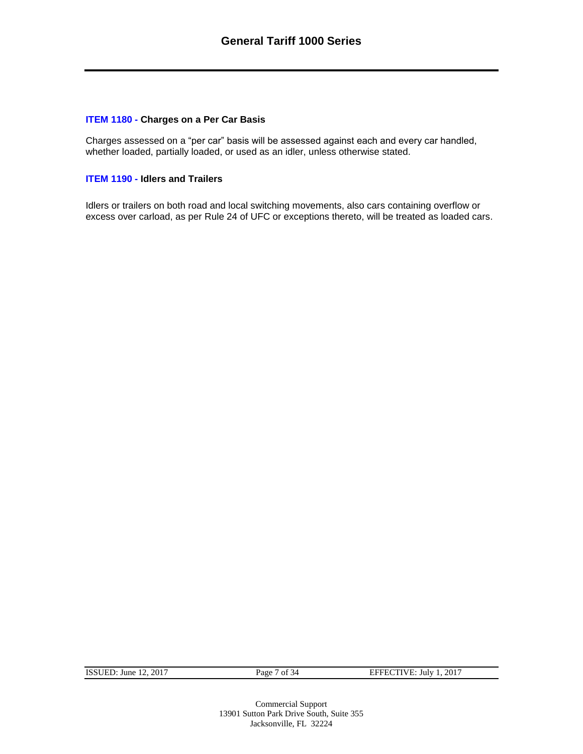### ITEM 1180 - Charges on a Per Car Basis

Charges assessed on a "per car" basis will be assessed against each and every car handled, whether loaded, partially loaded, or used as an idler, unless otherwise stated.

### ITEM 1190 - Idlers and Trailers

Idlers or trailers on both road and local switching movements, also cars containing overflow or excess over carload, as per Rule 24 of UFC or exceptions thereto, will be treated as loaded cars.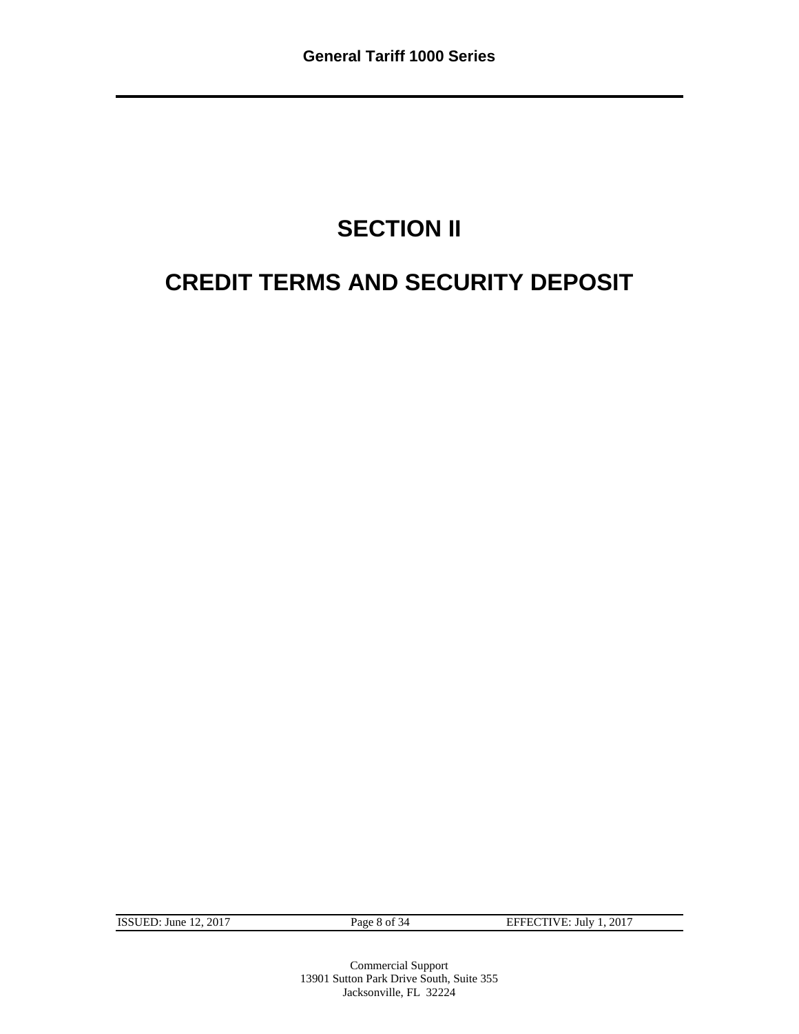# SECTION II

# CREDIT TERMS AND SECURITY DEPOSIT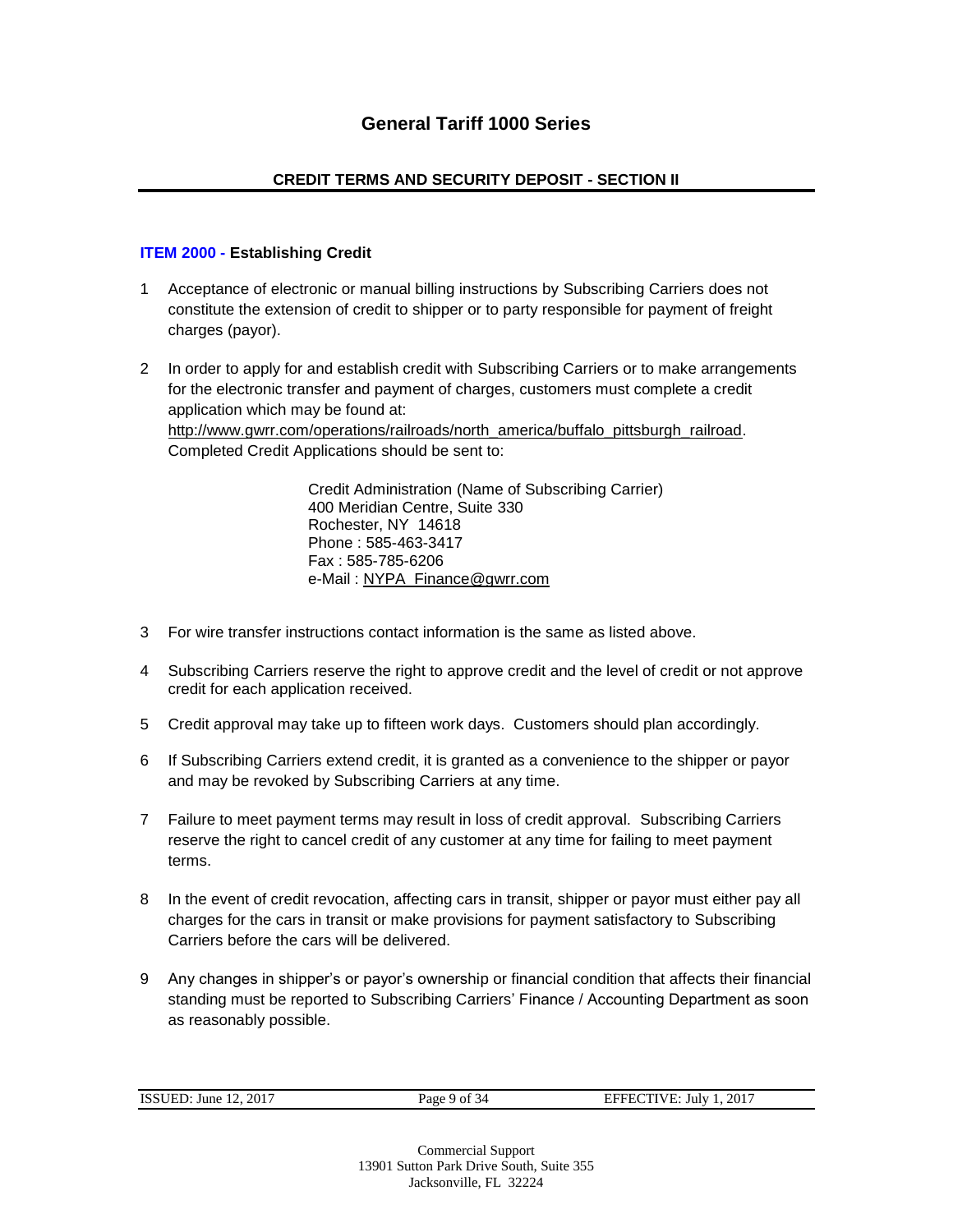# General Tariff 1000 Series

## CREDIT TERMS AND SECURITY DEPOSIT - SECTION II

### ITEM 2000 - Establishing Credit

1. Acceptance of electronic or manual billing instructions by Subscribing Carriers does not constitute the extension of credit to shipper or to party responsible for payment of freight charges (payor).

2. In order to apply for and establish credit with Subscribing Carriers or to make arrangements for the electronic transfer and payment of charges, customers must complete a credit application which may be found at: http://www.gwrr.com/operations/railroads/north_america/buffalo_pittsburgh_railroad. Completed Credit Applications should be sent to:

   Credit Administration (Name of Subscribing Carrier)
   400 Meridian Centre, Suite 330
   Rochester, NY 14618
   Phone : 585-463-3417
   Fax : 585-785-6206
   e-Mail : NYPA_Finance@gwrr.com

3. For wire transfer instructions contact information is the same as listed above.

4. Subscribing Carriers reserve the right to approve credit and the level of credit or not approve credit for each application received.

5. Credit approval may take up to fifteen work days. Customers should plan accordingly.

6. If Subscribing Carriers extend credit, it is granted as a convenience to the shipper or payor and may be revoked by Subscribing Carriers at any time.

7. Failure to meet payment terms may result in loss of credit approval. Subscribing Carriers reserve the right to cancel credit of any customer at any time for failing to meet payment terms.

8. In the event of credit revocation, affecting cars in transit, shipper or payor must either pay all charges for the cars in transit or make provisions for payment satisfactory to Subscribing Carriers before the cars will be delivered.

9. Any changes in shipper's or payor's ownership or financial condition that affects their financial standing must be reported to Subscribing Carriers' Finance / Accounting Department as soon as reasonably possible.

ISSUED: June 12, 2017 | EFFECTIVE: July 1, 2017

Commercial Support
13901 Sutton Park Drive South, Suite 355
Jacksonville, FL 32224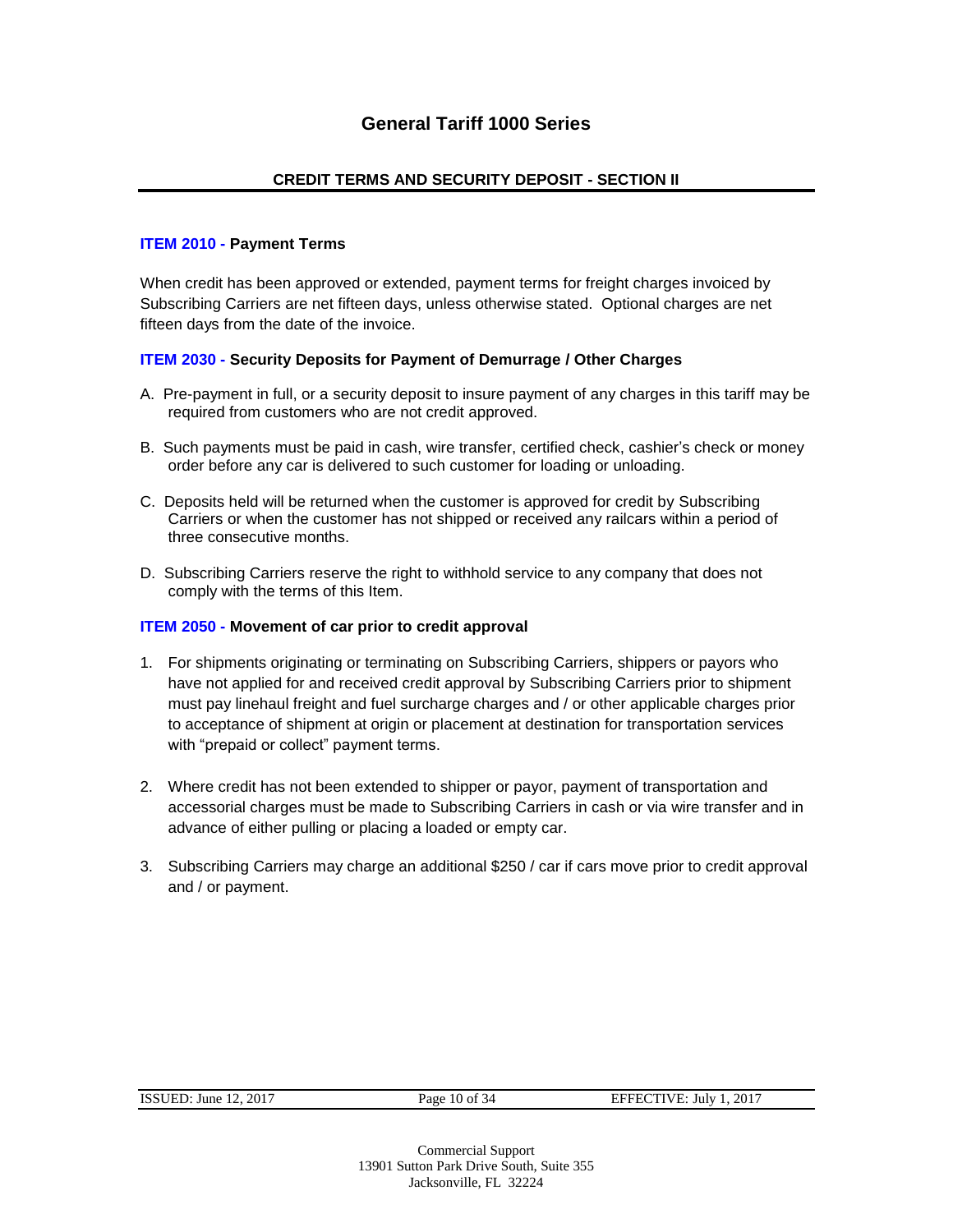# General Tariff 1000 Series

## CREDIT TERMS AND SECURITY DEPOSIT - SECTION II

### ITEM 2010 - Payment Terms

When credit has been approved or extended, payment terms for freight charges invoiced by Subscribing Carriers are net fifteen days, unless otherwise stated. Optional charges are net fifteen days from the date of the invoice.

### ITEM 2030 - Security Deposits for Payment of Demurrage / Other Charges

A. Pre-payment in full, or a security deposit to insure payment of any charges in this tariff may be required from customers who are not credit approved.

B. Such payments must be paid in cash, wire transfer, certified check, cashier's check or money order before any car is delivered to such customer for loading or unloading.

C. Deposits held will be returned when the customer is approved for credit by Subscribing Carriers or when the customer has not shipped or received any railcars within a period of three consecutive months.

D. Subscribing Carriers reserve the right to withhold service to any company that does not comply with the terms of this Item.

### ITEM 2050 - Movement of car prior to credit approval

1. For shipments originating or terminating on Subscribing Carriers, shippers or payors who have not applied for and received credit approval by Subscribing Carriers prior to shipment must pay linehaul freight and fuel surcharge charges and / or other applicable charges prior to acceptance of shipment at origin or placement at destination for transportation services with "prepaid or collect" payment terms.

2. Where credit has not been extended to shipper or payor, payment of transportation and accessorial charges must be made to Subscribing Carriers in cash or via wire transfer and in advance of either pulling or placing a loaded or empty car.

3. Subscribing Carriers may charge an additional $250 / car if cars move prior to credit approval and / or payment.

ISSUED: June 12, 2017 | EFFECTIVE: July 1, 2017

Commercial Support
13901 Sutton Park Drive South, Suite 355
Jacksonville, FL 32224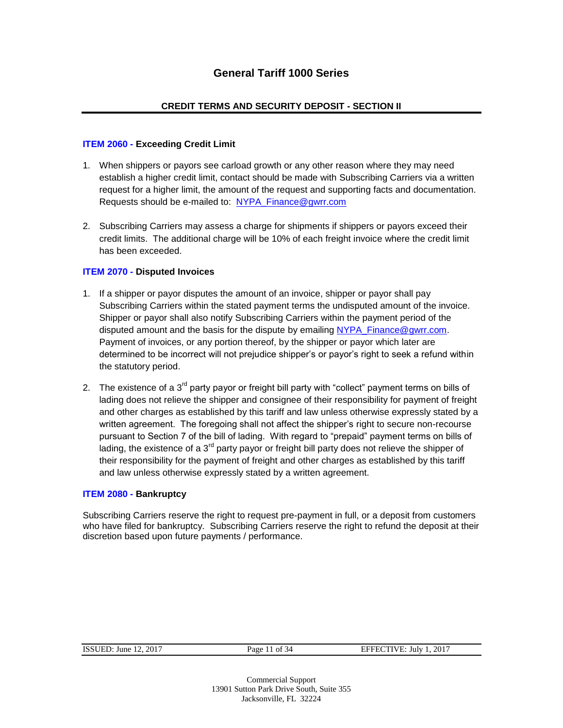# General Tariff 1000 Series

## CREDIT TERMS AND SECURITY DEPOSIT - SECTION II

### ITEM 2060 - Exceeding Credit Limit

1. When shippers or payors see carload growth or any other reason where they may need establish a higher credit limit, contact should be made with Subscribing Carriers via a written request for a higher limit, the amount of the request and supporting facts and documentation. Requests should be e-mailed to: NYPA_Finance@gwrr.com

2. Subscribing Carriers may assess a charge for shipments if shippers or payors exceed their credit limits. The additional charge will be 10% of each freight invoice where the credit limit has been exceeded.

### ITEM 2070 - Disputed Invoices

1. If a shipper or payor disputes the amount of an invoice, shipper or payor shall pay Subscribing Carriers within the stated payment terms the undisputed amount of the invoice. Shipper or payor shall also notify Subscribing Carriers within the payment period of the disputed amount and the basis for the dispute by emailing NYPA_Finance@gwrr.com. Payment of invoices, or any portion thereof, by the shipper or payor which later are determined to be incorrect will not prejudice shipper's or payor's right to seek a refund within the statutory period.

2. The existence of a 3rd party payor or freight bill party with "collect" payment terms on bills of lading does not relieve the shipper and consignee of their responsibility for payment of freight and other charges as established by this tariff and law unless otherwise expressly stated by a written agreement. The foregoing shall not affect the shipper's right to secure non-recourse pursuant to Section 7 of the bill of lading. With regard to "prepaid" payment terms on bills of lading, the existence of a 3rd party payor or freight bill party does not relieve the shipper of their responsibility for the payment of freight and other charges as established by this tariff and law unless otherwise expressly stated by a written agreement.

### ITEM 2080 - Bankruptcy

Subscribing Carriers reserve the right to request pre-payment in full, or a deposit from customers who have filed for bankruptcy. Subscribing Carriers reserve the right to refund the deposit at their discretion based upon future payments / performance.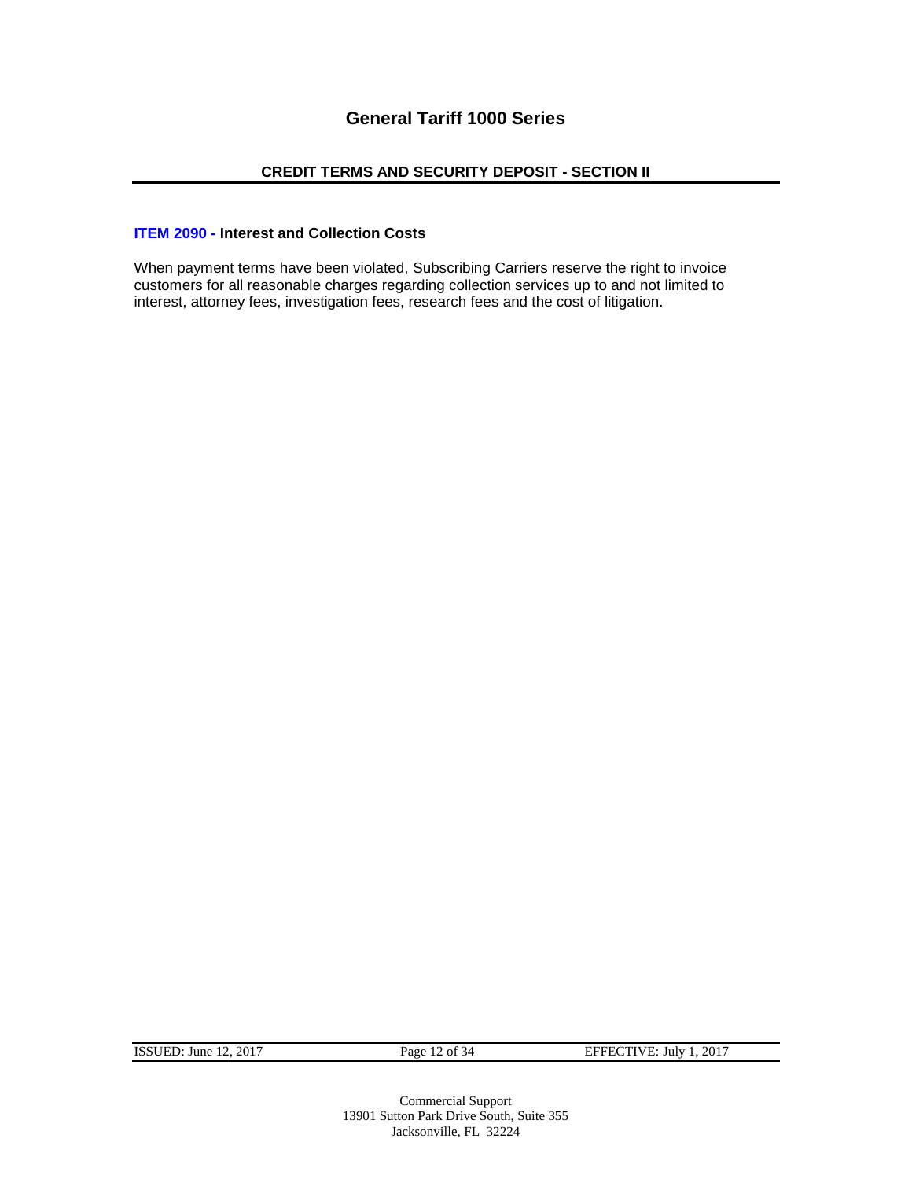# General Tariff 1000 Series

## CREDIT TERMS AND SECURITY DEPOSIT - SECTION II

### ITEM 2090 - Interest and Collection Costs

When payment terms have been violated, Subscribing Carriers reserve the right to invoice customers for all reasonable charges regarding collection services up to and not limited to interest, attorney fees, investigation fees, research fees and the cost of litigation.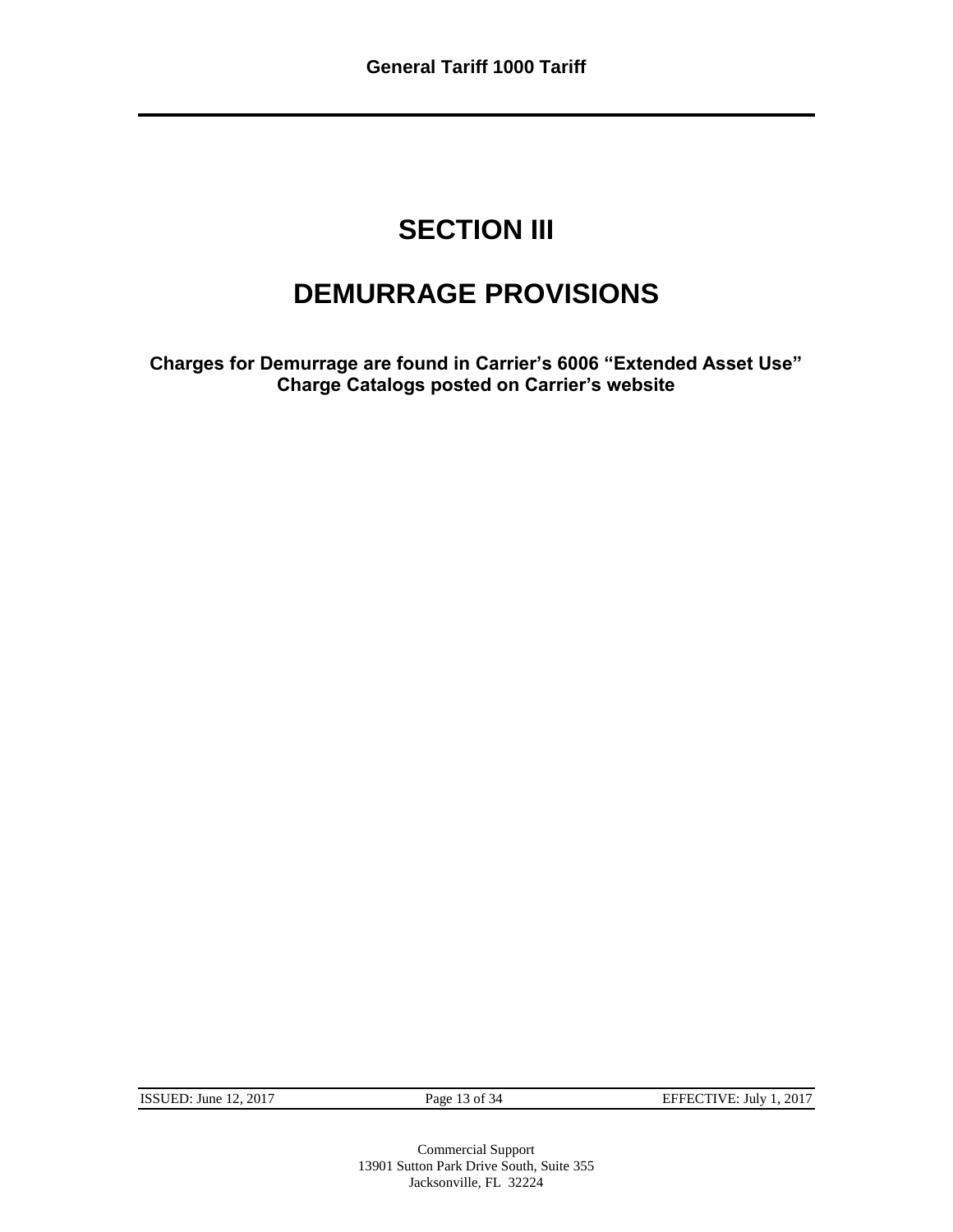# SECTION III

# DEMURRAGE PROVISIONS

**Charges for Demurrage are found in Carrier's 6006 "Extended Asset Use" Charge Catalogs posted on Carrier's website**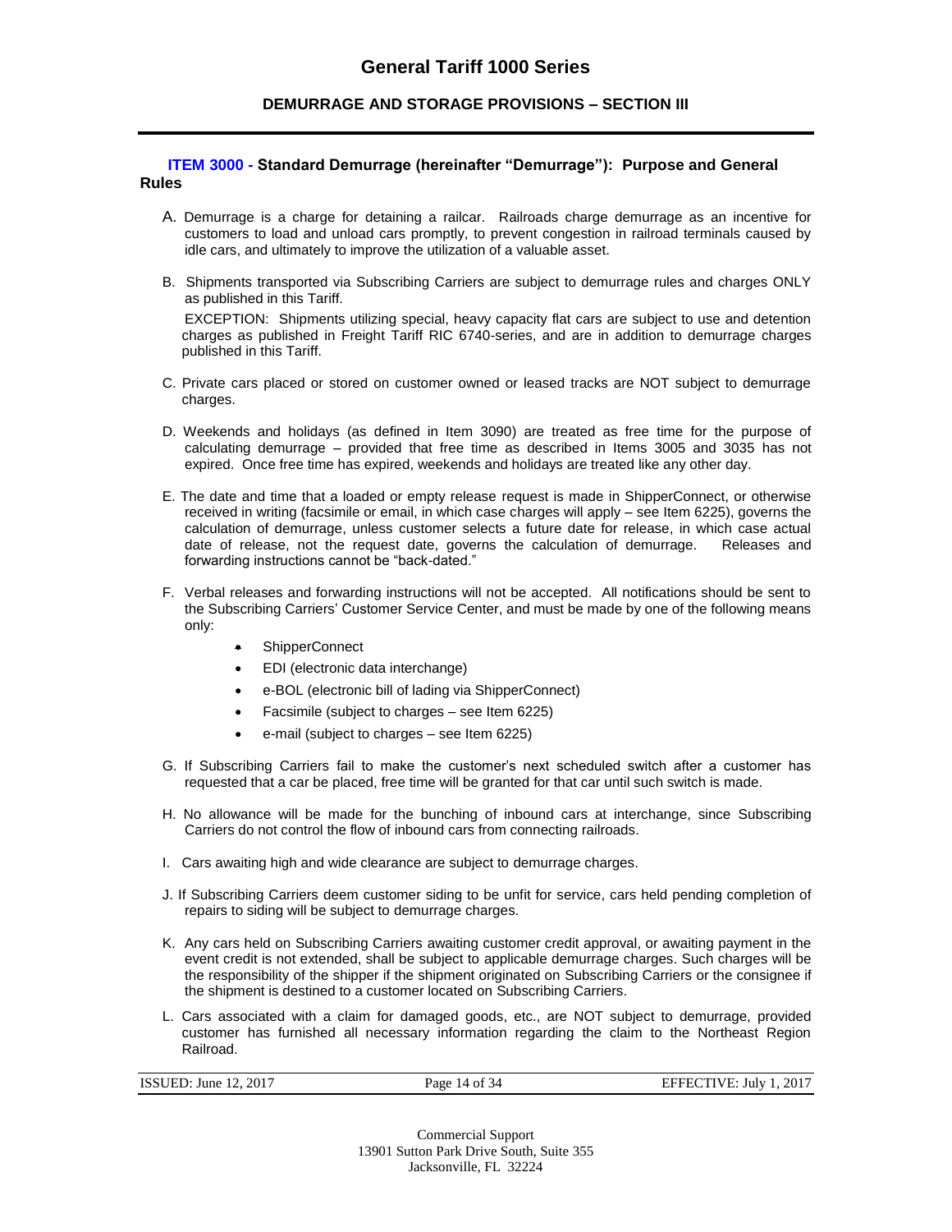## ITEM 3000 - Standard Demurrage (hereinafter "Demurrage"): Purpose and General Rules

A. Demurrage is a charge for detaining a railcar. Railroads charge demurrage as an incentive for customers to load and unload cars promptly, to prevent congestion in railroad terminals caused by idle cars, and ultimately to improve the utilization of a valuable asset.

B. Shipments transported via Subscribing Carriers are subject to demurrage rules and charges ONLY as published in this Tariff.

EXCEPTION: Shipments utilizing special, heavy capacity flat cars are subject to use and detention charges as published in Freight Tariff RIC 6740-series, and are in addition to demurrage charges published in this Tariff.

C. Private cars placed or stored on customer owned or leased tracks are NOT subject to demurrage charges.

D. Weekends and holidays (as defined in Item 3090) are treated as free time for the purpose of calculating demurrage – provided that free time as described in Items 3005 and 3035 has not expired. Once free time has expired, weekends and holidays are treated like any other day.

E. The date and time that a loaded or empty release request is made in ShipperConnect, or otherwise received in writing (facsimile or email, in which case charges will apply – see Item 6225), governs the calculation of demurrage, unless customer selects a future date for release, in which case actual date of release, not the request date, governs the calculation of demurrage. Releases and forwarding instructions cannot be "back-dated."

F. Verbal releases and forwarding instructions will not be accepted. All notifications should be sent to the Subscribing Carriers' Customer Service Center, and must be made by one of the following means only:

- ShipperConnect
- EDI (electronic data interchange)
- e-BOL (electronic bill of lading via ShipperConnect)
- Facsimile (subject to charges – see Item 6225)
- e-mail (subject to charges – see Item 6225)

G. If Subscribing Carriers fail to make the customer's next scheduled switch after a customer has requested that a car be placed, free time will be granted for that car until such switch is made.

H. No allowance will be made for the bunching of inbound cars at interchange, since Subscribing Carriers do not control the flow of inbound cars from connecting railroads.

I. Cars awaiting high and wide clearance are subject to demurrage charges.

J. If Subscribing Carriers deem customer siding to be unfit for service, cars held pending completion of repairs to siding will be subject to demurrage charges.

K. Any cars held on Subscribing Carriers awaiting customer credit approval, or awaiting payment in the event credit is not extended, shall be subject to applicable demurrage charges. Such charges will be the responsibility of the shipper if the shipment originated on Subscribing Carriers or the consignee if the shipment is destined to a customer located on Subscribing Carriers.

L. Cars associated with a claim for damaged goods, etc., are NOT subject to demurrage, provided customer has furnished all necessary information regarding the claim to the Northeast Region Railroad.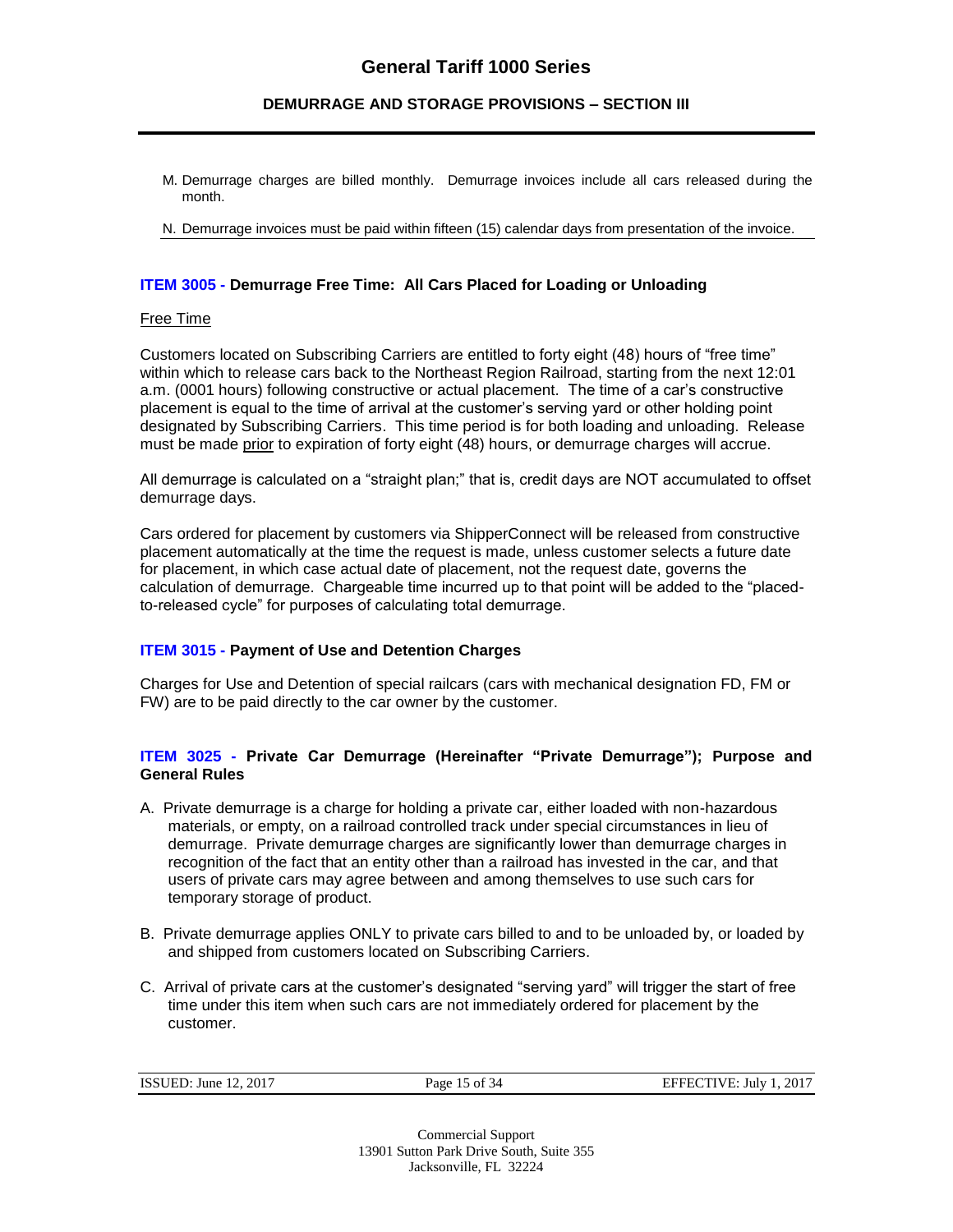M. Demurrage charges are billed monthly. Demurrage invoices include all cars released during the month.

N. Demurrage invoices must be paid within fifteen (15) calendar days from presentation of the invoice.

### ITEM 3005 - Demurrage Free Time: All Cars Placed for Loading or Unloading

Free Time

Customers located on Subscribing Carriers are entitled to forty eight (48) hours of "free time" within which to release cars back to the Northeast Region Railroad, starting from the next 12:01 a.m. (0001 hours) following constructive or actual placement. The time of a car's constructive placement is equal to the time of arrival at the customer's serving yard or other holding point designated by Subscribing Carriers. This time period is for both loading and unloading. Release must be made prior to expiration of forty eight (48) hours, or demurrage charges will accrue.

All demurrage is calculated on a "straight plan;" that is, credit days are NOT accumulated to offset demurrage days.

Cars ordered for placement by customers via ShipperConnect will be released from constructive placement automatically at the time the request is made, unless customer selects a future date for placement, in which case actual date of placement, not the request date, governs the calculation of demurrage. Chargeable time incurred up to that point will be added to the "placed-to-released cycle" for purposes of calculating total demurrage.

### ITEM 3015 - Payment of Use and Detention Charges

Charges for Use and Detention of special railcars (cars with mechanical designation FD, FM or FW) are to be paid directly to the car owner by the customer.

### ITEM 3025 - Private Car Demurrage (Hereinafter "Private Demurrage"); Purpose and General Rules

A. Private demurrage is a charge for holding a private car, either loaded with non-hazardous materials, or empty, on a railroad controlled track under special circumstances in lieu of demurrage. Private demurrage charges are significantly lower than demurrage charges in recognition of the fact that an entity other than a railroad has invested in the car, and that users of private cars may agree between and among themselves to use such cars for temporary storage of product.

B. Private demurrage applies ONLY to private cars billed to and to be unloaded by, or loaded by and shipped from customers located on Subscribing Carriers.

C. Arrival of private cars at the customer's designated "serving yard" will trigger the start of free time under this item when such cars are not immediately ordered for placement by the customer.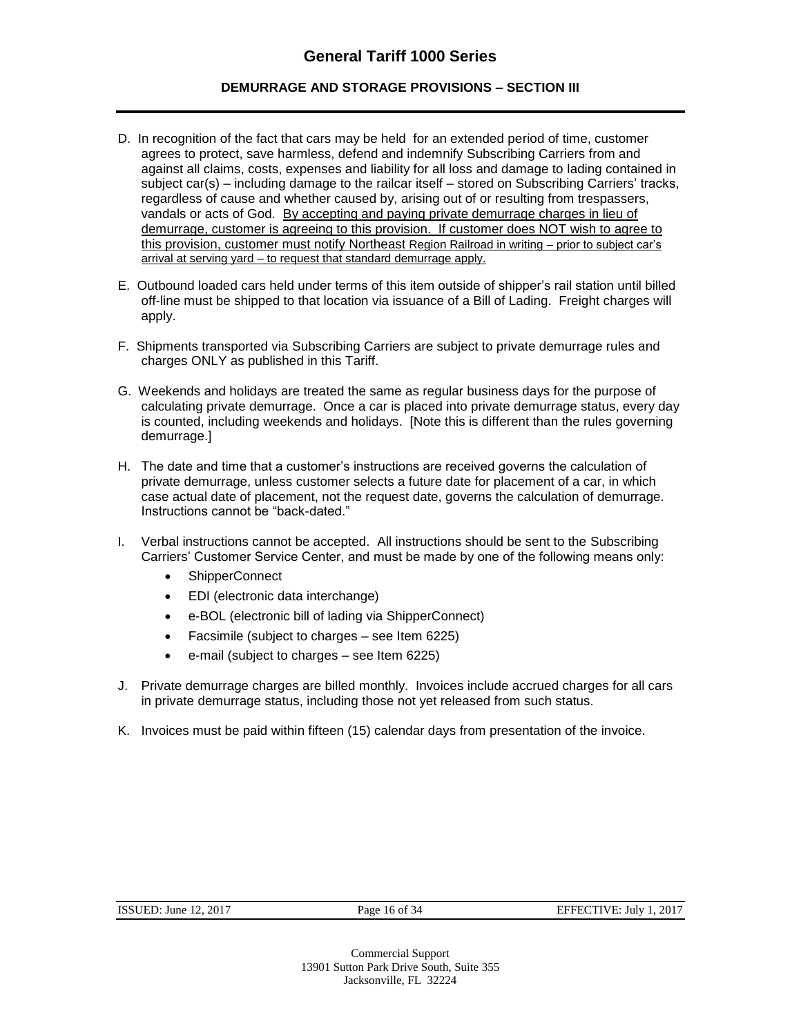D. In recognition of the fact that cars may be held for an extended period of time, customer agrees to protect, save harmless, defend and indemnify Subscribing Carriers from and against all claims, costs, expenses and liability for all loss and damage to lading contained in subject car(s) – including damage to the railcar itself – stored on Subscribing Carriers' tracks, regardless of cause and whether caused by, arising out of or resulting from trespassers, vandals or acts of God. <u>By accepting and paying private demurrage charges in lieu of demurrage, customer is agreeing to this provision. If customer does NOT wish to agree to this provision, customer must notify Northeast Region Railroad in writing – prior to subject car's arrival at serving yard – to request that standard demurrage apply.</u>

E. Outbound loaded cars held under terms of this item outside of shipper's rail station until billed off-line must be shipped to that location via issuance of a Bill of Lading. Freight charges will apply.

F. Shipments transported via Subscribing Carriers are subject to private demurrage rules and charges ONLY as published in this Tariff.

G. Weekends and holidays are treated the same as regular business days for the purpose of calculating private demurrage. Once a car is placed into private demurrage status, every day is counted, including weekends and holidays. [Note this is different than the rules governing demurrage.]

H. The date and time that a customer's instructions are received governs the calculation of private demurrage, unless customer selects a future date for placement of a car, in which case actual date of placement, not the request date, governs the calculation of demurrage. Instructions cannot be "back-dated."

I. Verbal instructions cannot be accepted. All instructions should be sent to the Subscribing Carriers' Customer Service Center, and must be made by one of the following means only:
   - ShipperConnect
   - EDI (electronic data interchange)
   - e-BOL (electronic bill of lading via ShipperConnect)
   - Facsimile (subject to charges – see Item 6225)
   - e-mail (subject to charges – see Item 6225)

J. Private demurrage charges are billed monthly. Invoices include accrued charges for all cars in private demurrage status, including those not yet released from such status.

K. Invoices must be paid within fifteen (15) calendar days from presentation of the invoice.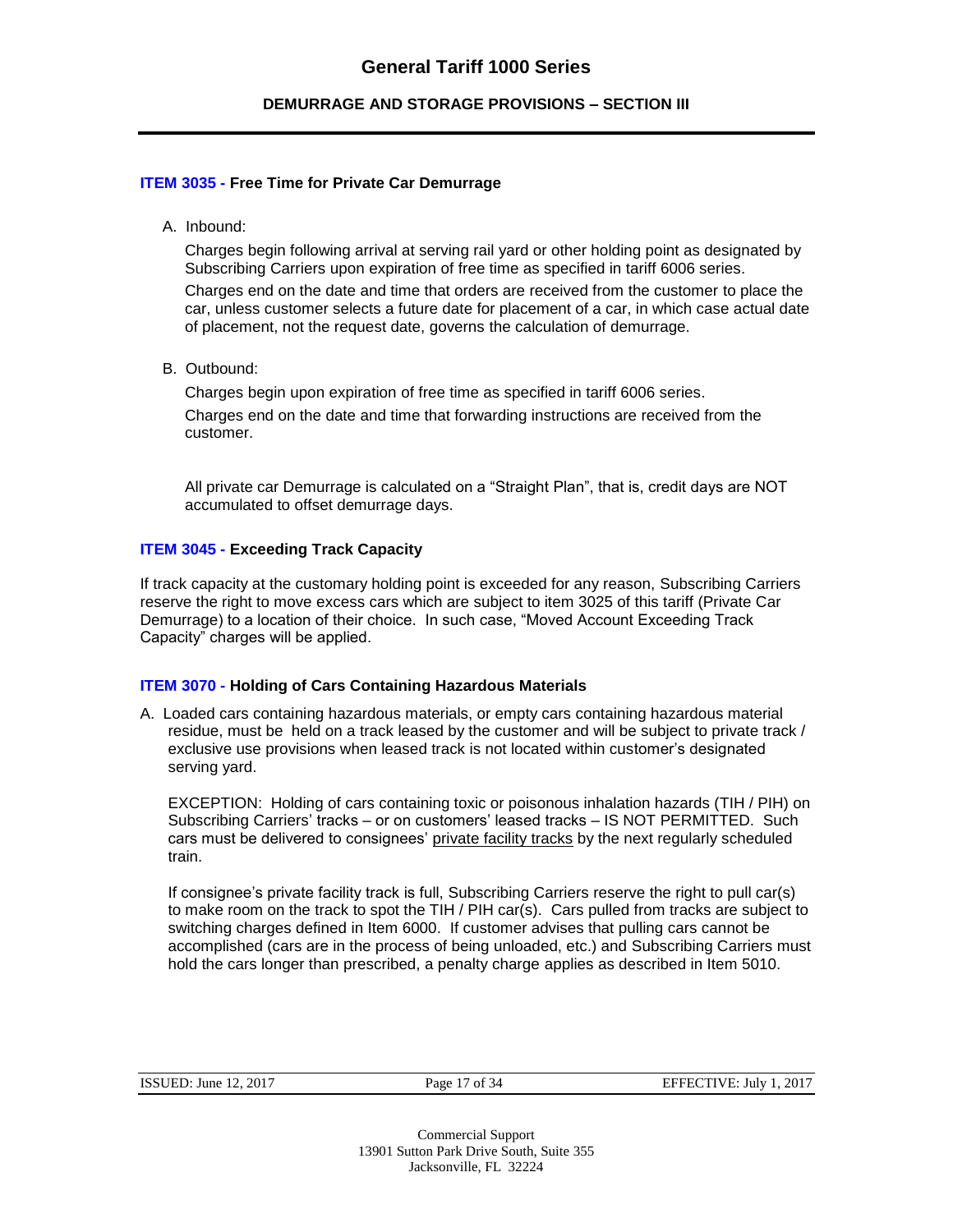### ITEM 3035 - Free Time for Private Car Demurrage

A. Inbound:

Charges begin following arrival at serving rail yard or other holding point as designated by Subscribing Carriers upon expiration of free time as specified in tariff 6006 series.

Charges end on the date and time that orders are received from the customer to place the car, unless customer selects a future date for placement of a car, in which case actual date of placement, not the request date, governs the calculation of demurrage.

B. Outbound:

Charges begin upon expiration of free time as specified in tariff 6006 series.

Charges end on the date and time that forwarding instructions are received from the customer.

All private car Demurrage is calculated on a "Straight Plan", that is, credit days are NOT accumulated to offset demurrage days.

### ITEM 3045 - Exceeding Track Capacity

If track capacity at the customary holding point is exceeded for any reason, Subscribing Carriers reserve the right to move excess cars which are subject to item 3025 of this tariff (Private Car Demurrage) to a location of their choice. In such case, "Moved Account Exceeding Track Capacity" charges will be applied.

### ITEM 3070 - Holding of Cars Containing Hazardous Materials

A. Loaded cars containing hazardous materials, or empty cars containing hazardous material residue, must be held on a track leased by the customer and will be subject to private track / exclusive use provisions when leased track is not located within customer's designated serving yard.

EXCEPTION: Holding of cars containing toxic or poisonous inhalation hazards (TIH / PIH) on Subscribing Carriers' tracks – or on customers' leased tracks – IS NOT PERMITTED. Such cars must be delivered to consignees' private facility tracks by the next regularly scheduled train.

If consignee's private facility track is full, Subscribing Carriers reserve the right to pull car(s) to make room on the track to spot the TIH / PIH car(s). Cars pulled from tracks are subject to switching charges defined in Item 6000. If customer advises that pulling cars cannot be accomplished (cars are in the process of being unloaded, etc.) and Subscribing Carriers must hold the cars longer than prescribed, a penalty charge applies as described in Item 5010.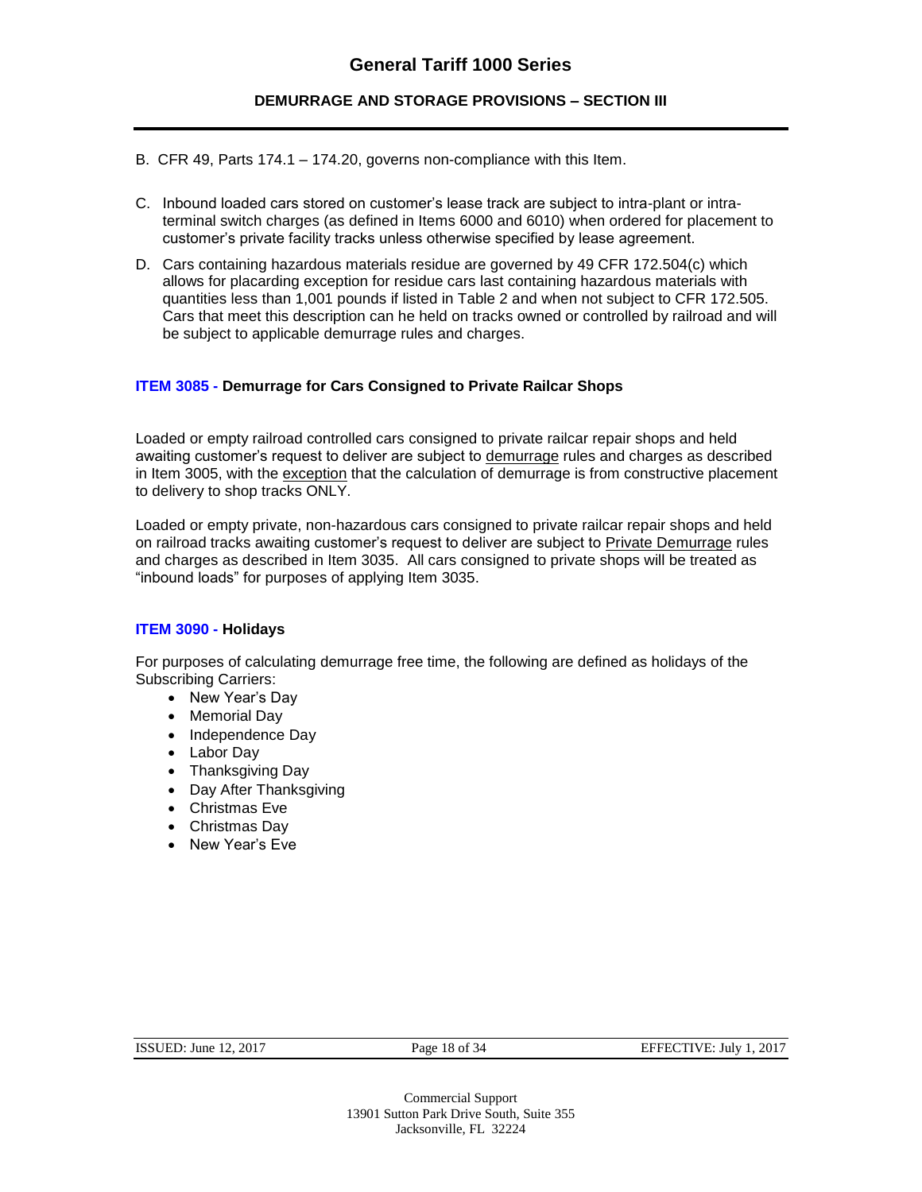B. CFR 49, Parts 174.1 – 174.20, governs non-compliance with this Item.

C. Inbound loaded cars stored on customer's lease track are subject to intra-plant or intra-terminal switch charges (as defined in Items 6000 and 6010) when ordered for placement to customer's private facility tracks unless otherwise specified by lease agreement.

D. Cars containing hazardous materials residue are governed by 49 CFR 172.504(c) which allows for placarding exception for residue cars last containing hazardous materials with quantities less than 1,001 pounds if listed in Table 2 and when not subject to CFR 172.505. Cars that meet this description can he held on tracks owned or controlled by railroad and will be subject to applicable demurrage rules and charges.

### ITEM 3085 - Demurrage for Cars Consigned to Private Railcar Shops

Loaded or empty railroad controlled cars consigned to private railcar repair shops and held awaiting customer's request to deliver are subject to demurrage rules and charges as described in Item 3005, with the exception that the calculation of demurrage is from constructive placement to delivery to shop tracks ONLY.

Loaded or empty private, non-hazardous cars consigned to private railcar repair shops and held on railroad tracks awaiting customer's request to deliver are subject to Private Demurrage rules and charges as described in Item 3035. All cars consigned to private shops will be treated as "inbound loads" for purposes of applying Item 3035.

### ITEM 3090 - Holidays

For purposes of calculating demurrage free time, the following are defined as holidays of the Subscribing Carriers:

- New Year's Day
- Memorial Day
- Independence Day
- Labor Day
- Thanksgiving Day
- Day After Thanksgiving
- Christmas Eve
- Christmas Day
- New Year's Eve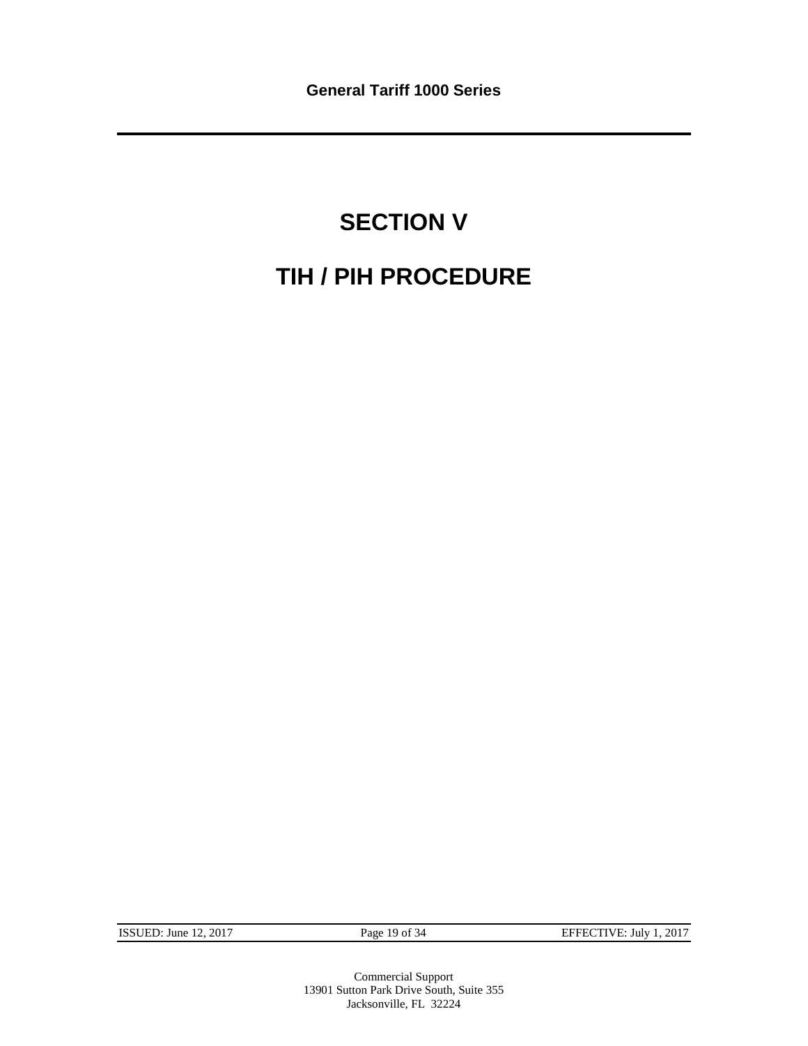# SECTION V

# TIH / PIH PROCEDURE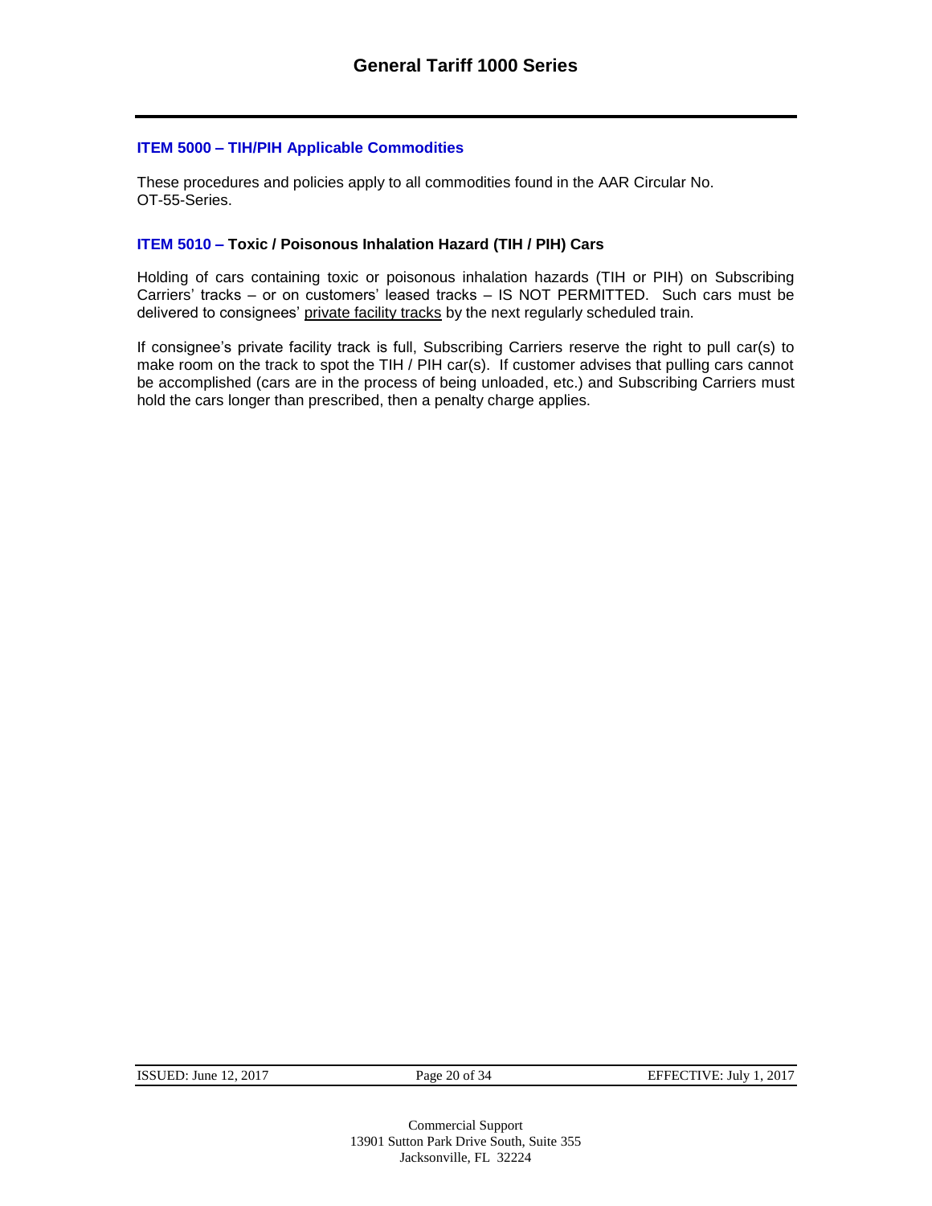### ITEM 5000 – TIH/PIH Applicable Commodities

These procedures and policies apply to all commodities found in the AAR Circular No. OT-55-Series.

### ITEM 5010 – Toxic / Poisonous Inhalation Hazard (TIH / PIH) Cars

Holding of cars containing toxic or poisonous inhalation hazards (TIH or PIH) on Subscribing Carriers' tracks – or on customers' leased tracks – IS NOT PERMITTED. Such cars must be delivered to consignees' private facility tracks by the next regularly scheduled train.

If consignee's private facility track is full, Subscribing Carriers reserve the right to pull car(s) to make room on the track to spot the TIH / PIH car(s). If customer advises that pulling cars cannot be accomplished (cars are in the process of being unloaded, etc.) and Subscribing Carriers must hold the cars longer than prescribed, then a penalty charge applies.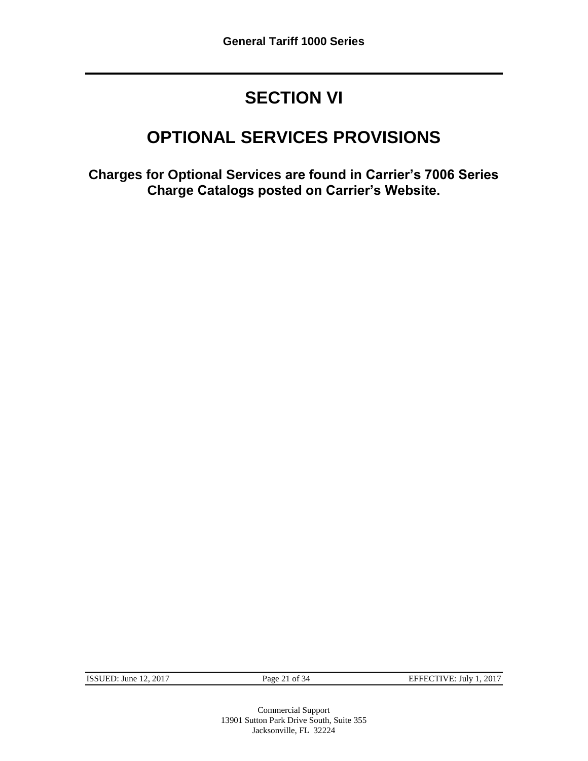# SECTION VI

# OPTIONAL SERVICES PROVISIONS

**Charges for Optional Services are found in Carrier's 7006 Series Charge Catalogs posted on Carrier's Website.**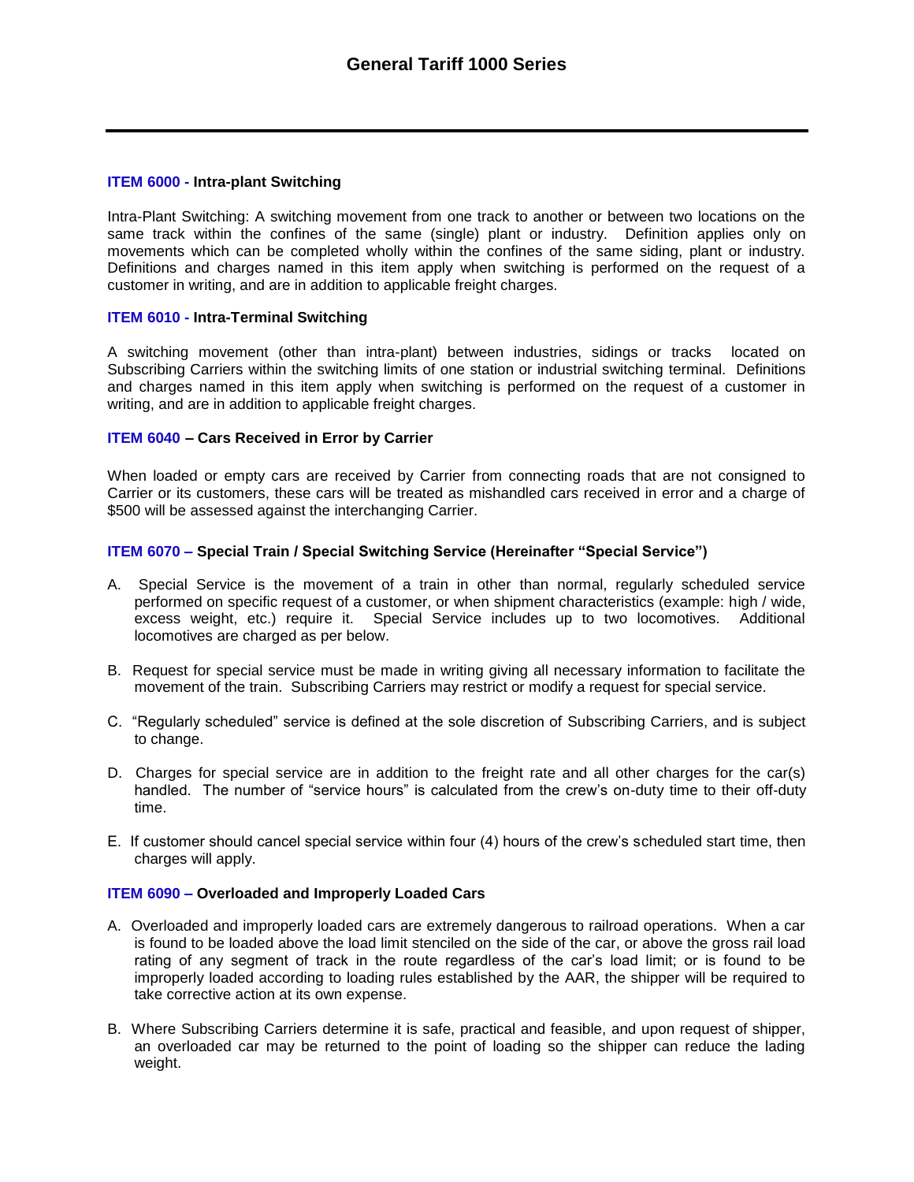### ITEM 6000 - Intra-plant Switching

Intra-Plant Switching: A switching movement from one track to another or between two locations on the same track within the confines of the same (single) plant or industry. Definition applies only on movements which can be completed wholly within the confines of the same siding, plant or industry. Definitions and charges named in this item apply when switching is performed on the request of a customer in writing, and are in addition to applicable freight charges.

### ITEM 6010 - Intra-Terminal Switching

A switching movement (other than intra-plant) between industries, sidings or tracks located on Subscribing Carriers within the switching limits of one station or industrial switching terminal. Definitions and charges named in this item apply when switching is performed on the request of a customer in writing, and are in addition to applicable freight charges.

### ITEM 6040 – Cars Received in Error by Carrier

When loaded or empty cars are received by Carrier from connecting roads that are not consigned to Carrier or its customers, these cars will be treated as mishandled cars received in error and a charge of $500 will be assessed against the interchanging Carrier.

### ITEM 6070 – Special Train / Special Switching Service (Hereinafter "Special Service")

A. Special Service is the movement of a train in other than normal, regularly scheduled service performed on specific request of a customer, or when shipment characteristics (example: high / wide, excess weight, etc.) require it. Special Service includes up to two locomotives. Additional locomotives are charged as per below.

B. Request for special service must be made in writing giving all necessary information to facilitate the movement of the train. Subscribing Carriers may restrict or modify a request for special service.

C. "Regularly scheduled" service is defined at the sole discretion of Subscribing Carriers, and is subject to change.

D. Charges for special service are in addition to the freight rate and all other charges for the car(s) handled. The number of "service hours" is calculated from the crew's on-duty time to their off-duty time.

E. If customer should cancel special service within four (4) hours of the crew's scheduled start time, then charges will apply.

### ITEM 6090 – Overloaded and Improperly Loaded Cars

A. Overloaded and improperly loaded cars are extremely dangerous to railroad operations. When a car is found to be loaded above the load limit stenciled on the side of the car, or above the gross rail load rating of any segment of track in the route regardless of the car's load limit; or is found to be improperly loaded according to loading rules established by the AAR, the shipper will be required to take corrective action at its own expense.

B. Where Subscribing Carriers determine it is safe, practical and feasible, and upon request of shipper, an overloaded car may be returned to the point of loading so the shipper can reduce the lading weight.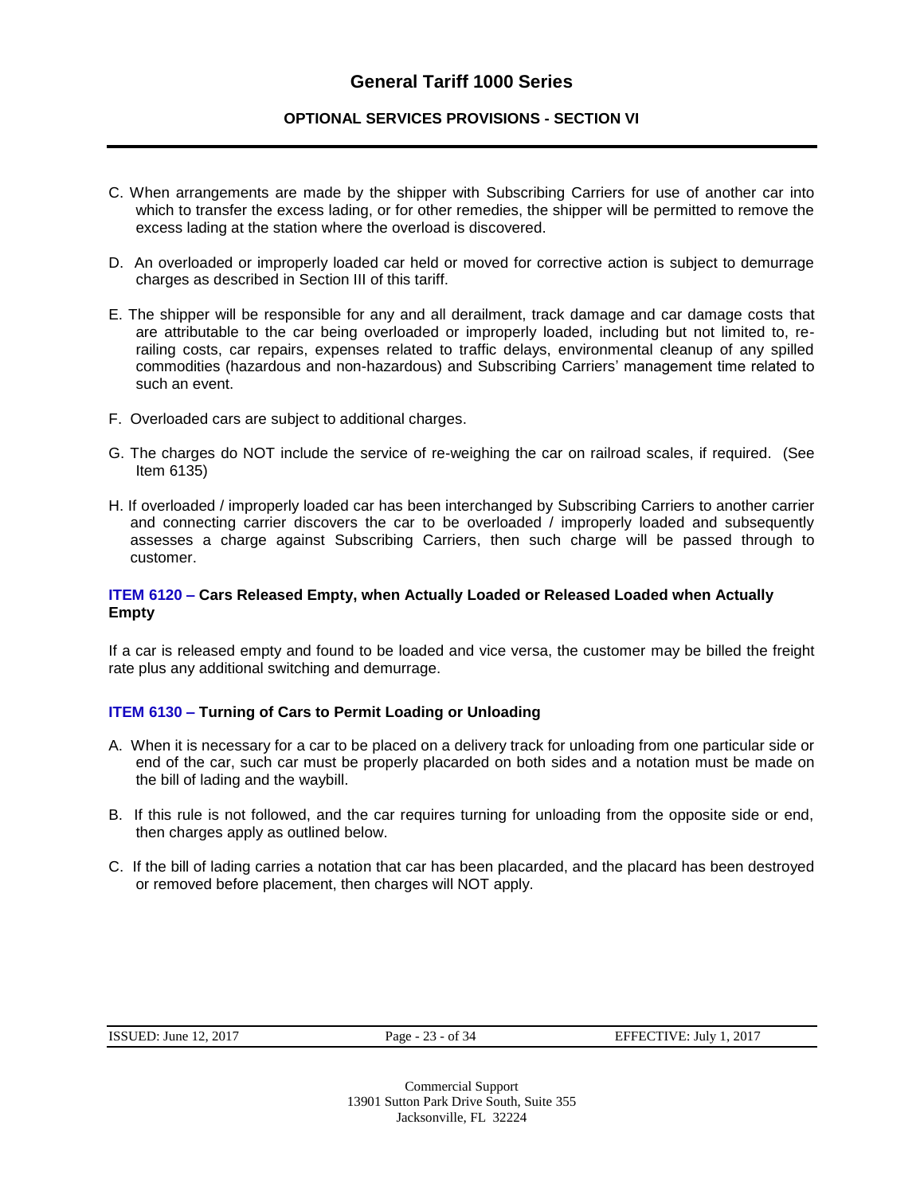C. When arrangements are made by the shipper with Subscribing Carriers for use of another car into which to transfer the excess lading, or for other remedies, the shipper will be permitted to remove the excess lading at the station where the overload is discovered.

D. An overloaded or improperly loaded car held or moved for corrective action is subject to demurrage charges as described in Section III of this tariff.

E. The shipper will be responsible for any and all derailment, track damage and car damage costs that are attributable to the car being overloaded or improperly loaded, including but not limited to, re-railing costs, car repairs, expenses related to traffic delays, environmental cleanup of any spilled commodities (hazardous and non-hazardous) and Subscribing Carriers' management time related to such an event.

F. Overloaded cars are subject to additional charges.

G. The charges do NOT include the service of re-weighing the car on railroad scales, if required. (See Item 6135)

H. If overloaded / improperly loaded car has been interchanged by Subscribing Carriers to another carrier and connecting carrier discovers the car to be overloaded / improperly loaded and subsequently assesses a charge against Subscribing Carriers, then such charge will be passed through to customer.

### ITEM 6120 – Cars Released Empty, when Actually Loaded or Released Loaded when Actually Empty

If a car is released empty and found to be loaded and vice versa, the customer may be billed the freight rate plus any additional switching and demurrage.

### ITEM 6130 – Turning of Cars to Permit Loading or Unloading

A. When it is necessary for a car to be placed on a delivery track for unloading from one particular side or end of the car, such car must be properly placarded on both sides and a notation must be made on the bill of lading and the waybill.

B. If this rule is not followed, and the car requires turning for unloading from the opposite side or end, then charges apply as outlined below.

C. If the bill of lading carries a notation that car has been placarded, and the placard has been destroyed or removed before placement, then charges will NOT apply.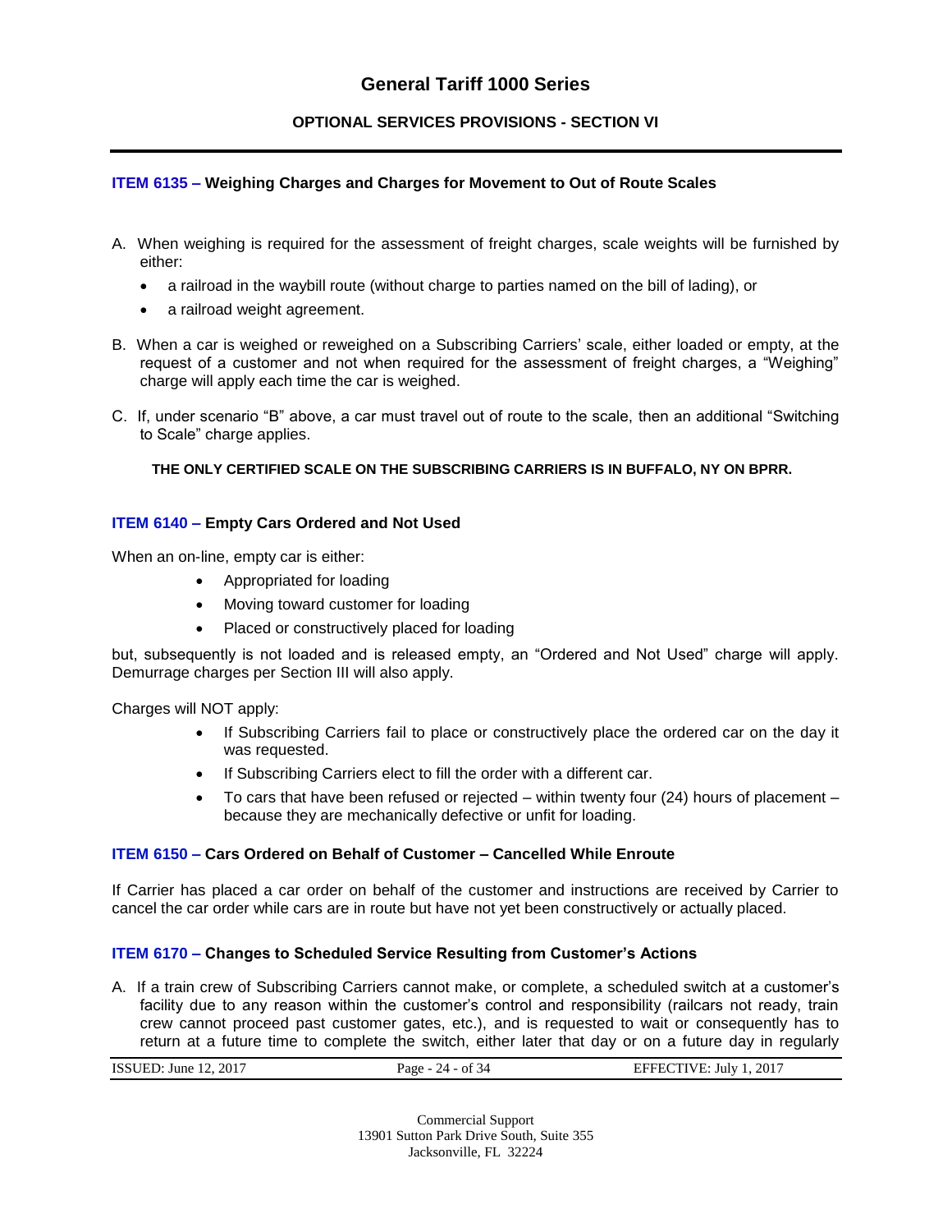# General Tariff 1000 Series

## OPTIONAL SERVICES PROVISIONS - SECTION VI

### ITEM 6135 – Weighing Charges and Charges for Movement to Out of Route Scales

A. When weighing is required for the assessment of freight charges, scale weights will be furnished by either:

- a railroad in the waybill route (without charge to parties named on the bill of lading), or
- a railroad weight agreement.

B. When a car is weighed or reweighed on a Subscribing Carriers' scale, either loaded or empty, at the request of a customer and not when required for the assessment of freight charges, a "Weighing" charge will apply each time the car is weighed.

C. If, under scenario "B" above, a car must travel out of route to the scale, then an additional "Switching to Scale" charge applies.

**THE ONLY CERTIFIED SCALE ON THE SUBSCRIBING CARRIERS IS IN BUFFALO, NY ON BPRR.**

### ITEM 6140 – Empty Cars Ordered and Not Used

When an on-line, empty car is either:

- Appropriated for loading
- Moving toward customer for loading
- Placed or constructively placed for loading

but, subsequently is not loaded and is released empty, an "Ordered and Not Used" charge will apply. Demurrage charges per Section III will also apply.

Charges will NOT apply:

- If Subscribing Carriers fail to place or constructively place the ordered car on the day it was requested.
- If Subscribing Carriers elect to fill the order with a different car.
- To cars that have been refused or rejected – within twenty four (24) hours of placement – because they are mechanically defective or unfit for loading.

### ITEM 6150 – Cars Ordered on Behalf of Customer – Cancelled While Enroute

If Carrier has placed a car order on behalf of the customer and instructions are received by Carrier to cancel the car order while cars are in route but have not yet been constructively or actually placed.

### ITEM 6170 – Changes to Scheduled Service Resulting from Customer's Actions

A. If a train crew of Subscribing Carriers cannot make, or complete, a scheduled switch at a customer's facility due to any reason within the customer's control and responsibility (railcars not ready, train crew cannot proceed past customer gates, etc.), and is requested to wait or consequently has to return at a future time to complete the switch, either later that day or on a future day in regularly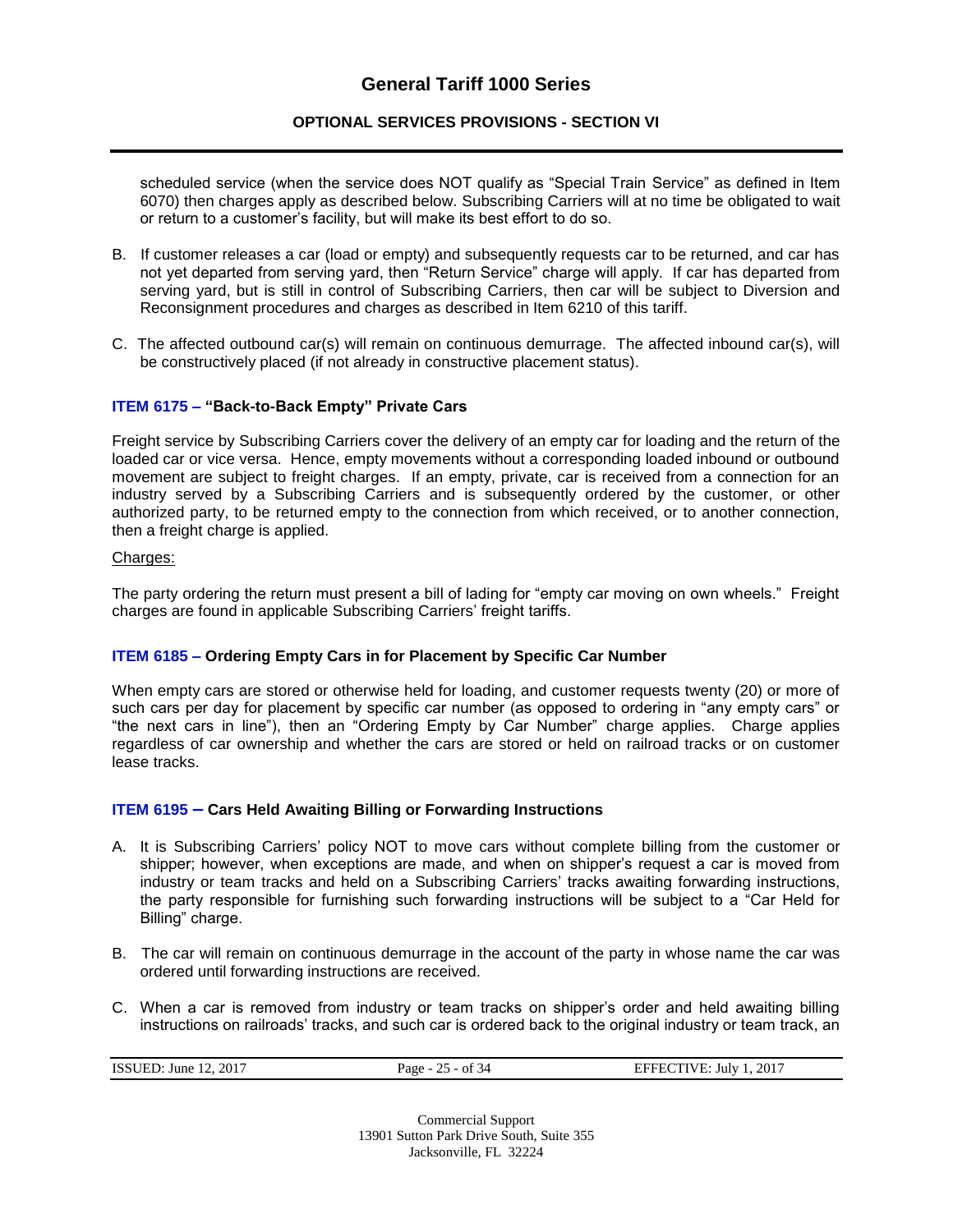scheduled service (when the service does NOT qualify as "Special Train Service" as defined in Item 6070) then charges apply as described below. Subscribing Carriers will at no time be obligated to wait or return to a customer's facility, but will make its best effort to do so.

B. If customer releases a car (load or empty) and subsequently requests car to be returned, and car has not yet departed from serving yard, then "Return Service" charge will apply. If car has departed from serving yard, but is still in control of Subscribing Carriers, then car will be subject to Diversion and Reconsignment procedures and charges as described in Item 6210 of this tariff.

C. The affected outbound car(s) will remain on continuous demurrage. The affected inbound car(s), will be constructively placed (if not already in constructive placement status).

### ITEM 6175 – "Back-to-Back Empty" Private Cars

Freight service by Subscribing Carriers cover the delivery of an empty car for loading and the return of the loaded car or vice versa. Hence, empty movements without a corresponding loaded inbound or outbound movement are subject to freight charges. If an empty, private, car is received from a connection for an industry served by a Subscribing Carriers and is subsequently ordered by the customer, or other authorized party, to be returned empty to the connection from which received, or to another connection, then a freight charge is applied.

Charges:

The party ordering the return must present a bill of lading for "empty car moving on own wheels." Freight charges are found in applicable Subscribing Carriers' freight tariffs.

### ITEM 6185 – Ordering Empty Cars in for Placement by Specific Car Number

When empty cars are stored or otherwise held for loading, and customer requests twenty (20) or more of such cars per day for placement by specific car number (as opposed to ordering in "any empty cars" or "the next cars in line"), then an "Ordering Empty by Car Number" charge applies. Charge applies regardless of car ownership and whether the cars are stored or held on railroad tracks or on customer lease tracks.

### ITEM 6195 – Cars Held Awaiting Billing or Forwarding Instructions

A. It is Subscribing Carriers' policy NOT to move cars without complete billing from the customer or shipper; however, when exceptions are made, and when on shipper's request a car is moved from industry or team tracks and held on a Subscribing Carriers' tracks awaiting forwarding instructions, the party responsible for furnishing such forwarding instructions will be subject to a "Car Held for Billing" charge.

B. The car will remain on continuous demurrage in the account of the party in whose name the car was ordered until forwarding instructions are received.

C. When a car is removed from industry or team tracks on shipper's order and held awaiting billing instructions on railroads' tracks, and such car is ordered back to the original industry or team track, an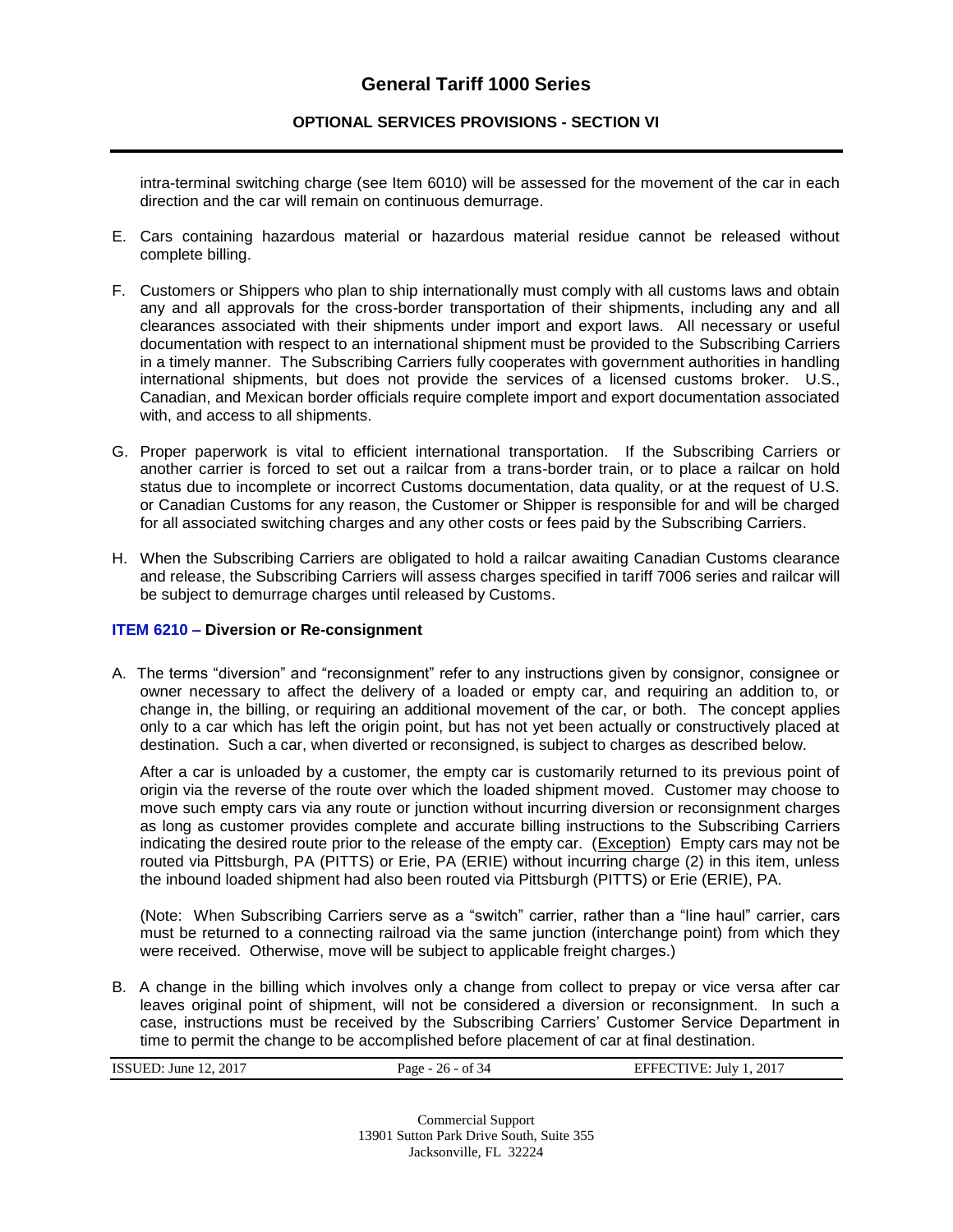intra-terminal switching charge (see Item 6010) will be assessed for the movement of the car in each direction and the car will remain on continuous demurrage.

E. Cars containing hazardous material or hazardous material residue cannot be released without complete billing.

F. Customers or Shippers who plan to ship internationally must comply with all customs laws and obtain any and all approvals for the cross-border transportation of their shipments, including any and all clearances associated with their shipments under import and export laws. All necessary or useful documentation with respect to an international shipment must be provided to the Subscribing Carriers in a timely manner. The Subscribing Carriers fully cooperates with government authorities in handling international shipments, but does not provide the services of a licensed customs broker. U.S., Canadian, and Mexican border officials require complete import and export documentation associated with, and access to all shipments.

G. Proper paperwork is vital to efficient international transportation. If the Subscribing Carriers or another carrier is forced to set out a railcar from a trans-border train, or to place a railcar on hold status due to incomplete or incorrect Customs documentation, data quality, or at the request of U.S. or Canadian Customs for any reason, the Customer or Shipper is responsible for and will be charged for all associated switching charges and any other costs or fees paid by the Subscribing Carriers.

H. When the Subscribing Carriers are obligated to hold a railcar awaiting Canadian Customs clearance and release, the Subscribing Carriers will assess charges specified in tariff 7006 series and railcar will be subject to demurrage charges until released by Customs.

### ITEM 6210 – Diversion or Re-consignment

A. The terms "diversion" and "reconsignment" refer to any instructions given by consignor, consignee or owner necessary to affect the delivery of a loaded or empty car, and requiring an addition to, or change in, the billing, or requiring an additional movement of the car, or both. The concept applies only to a car which has left the origin point, but has not yet been actually or constructively placed at destination. Such a car, when diverted or reconsigned, is subject to charges as described below.

After a car is unloaded by a customer, the empty car is customarily returned to its previous point of origin via the reverse of the route over which the loaded shipment moved. Customer may choose to move such empty cars via any route or junction without incurring diversion or reconsignment charges as long as customer provides complete and accurate billing instructions to the Subscribing Carriers indicating the desired route prior to the release of the empty car. (Exception) Empty cars may not be routed via Pittsburgh, PA (PITTS) or Erie, PA (ERIE) without incurring charge (2) in this item, unless the inbound loaded shipment had also been routed via Pittsburgh (PITTS) or Erie (ERIE), PA.

(Note: When Subscribing Carriers serve as a "switch" carrier, rather than a "line haul" carrier, cars must be returned to a connecting railroad via the same junction (interchange point) from which they were received. Otherwise, move will be subject to applicable freight charges.)

B. A change in the billing which involves only a change from collect to prepay or vice versa after car leaves original point of shipment, will not be considered a diversion or reconsignment. In such a case, instructions must be received by the Subscribing Carriers' Customer Service Department in time to permit the change to be accomplished before placement of car at final destination.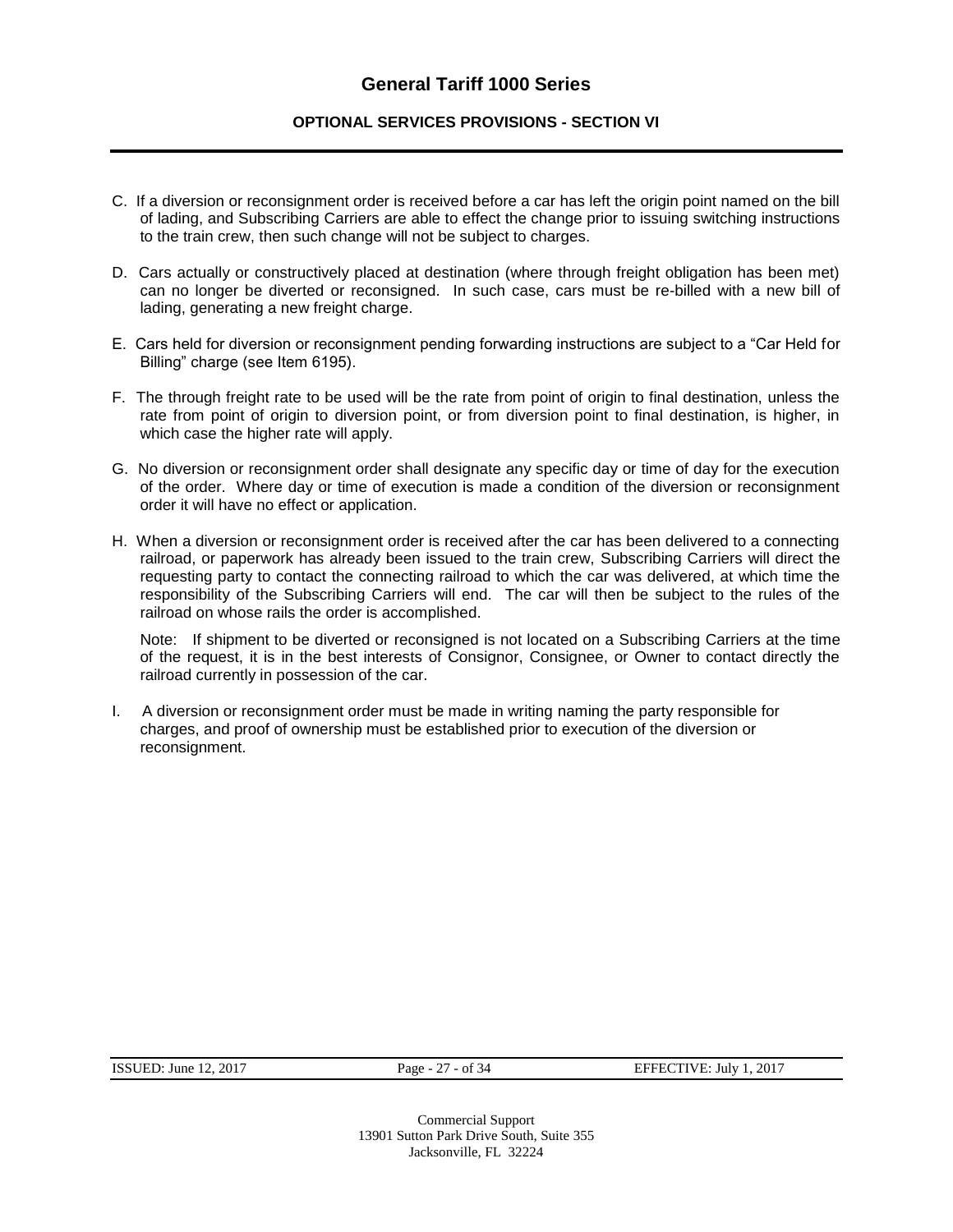C. If a diversion or reconsignment order is received before a car has left the origin point named on the bill of lading, and Subscribing Carriers are able to effect the change prior to issuing switching instructions to the train crew, then such change will not be subject to charges.

D. Cars actually or constructively placed at destination (where through freight obligation has been met) can no longer be diverted or reconsigned. In such case, cars must be re-billed with a new bill of lading, generating a new freight charge.

E. Cars held for diversion or reconsignment pending forwarding instructions are subject to a "Car Held for Billing" charge (see Item 6195).

F. The through freight rate to be used will be the rate from point of origin to final destination, unless the rate from point of origin to diversion point, or from diversion point to final destination, is higher, in which case the higher rate will apply.

G. No diversion or reconsignment order shall designate any specific day or time of day for the execution of the order. Where day or time of execution is made a condition of the diversion or reconsignment order it will have no effect or application.

H. When a diversion or reconsignment order is received after the car has been delivered to a connecting railroad, or paperwork has already been issued to the train crew, Subscribing Carriers will direct the requesting party to contact the connecting railroad to which the car was delivered, at which time the responsibility of the Subscribing Carriers will end. The car will then be subject to the rules of the railroad on whose rails the order is accomplished.

Note: If shipment to be diverted or reconsigned is not located on a Subscribing Carriers at the time of the request, it is in the best interests of Consignor, Consignee, or Owner to contact directly the railroad currently in possession of the car.

I. A diversion or reconsignment order must be made in writing naming the party responsible for charges, and proof of ownership must be established prior to execution of the diversion or reconsignment.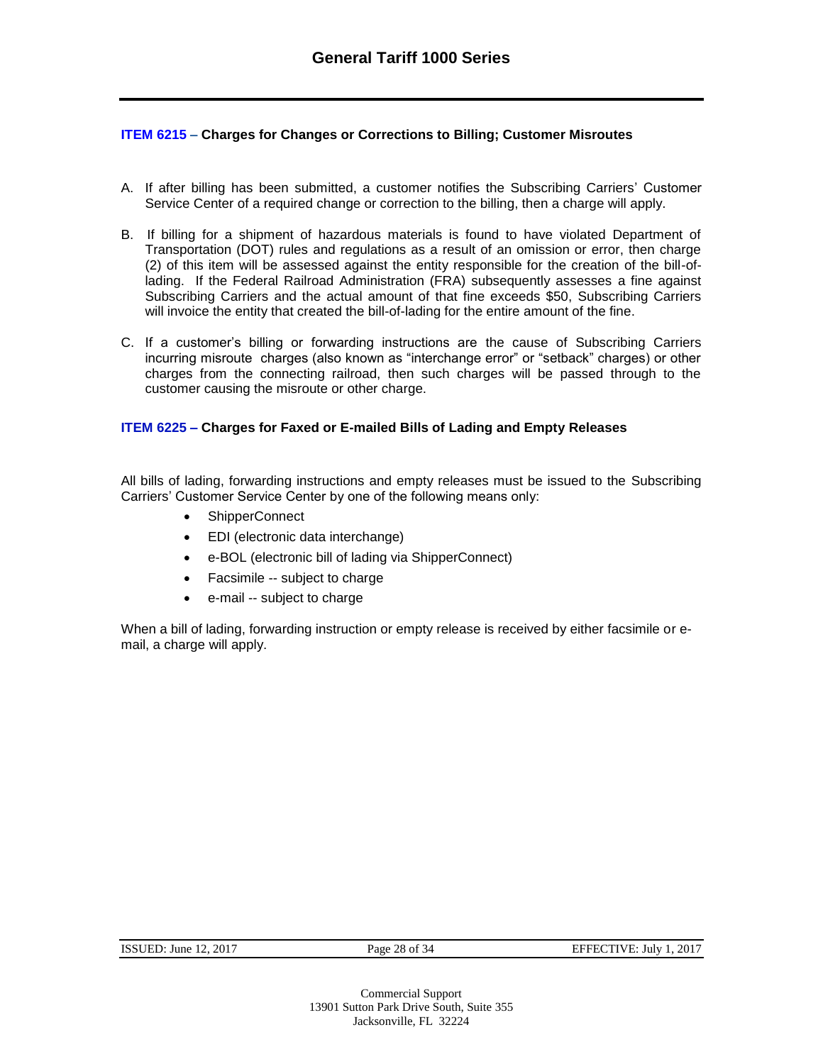### ITEM 6215 – Charges for Changes or Corrections to Billing; Customer Misroutes

A. If after billing has been submitted, a customer notifies the Subscribing Carriers' Customer Service Center of a required change or correction to the billing, then a charge will apply.

B. If billing for a shipment of hazardous materials is found to have violated Department of Transportation (DOT) rules and regulations as a result of an omission or error, then charge (2) of this item will be assessed against the entity responsible for the creation of the bill-of-lading. If the Federal Railroad Administration (FRA) subsequently assesses a fine against Subscribing Carriers and the actual amount of that fine exceeds $50, Subscribing Carriers will invoice the entity that created the bill-of-lading for the entire amount of the fine.

C. If a customer's billing or forwarding instructions are the cause of Subscribing Carriers incurring misroute charges (also known as "interchange error" or "setback" charges) or other charges from the connecting railroad, then such charges will be passed through to the customer causing the misroute or other charge.

### ITEM 6225 – Charges for Faxed or E-mailed Bills of Lading and Empty Releases

All bills of lading, forwarding instructions and empty releases must be issued to the Subscribing Carriers' Customer Service Center by one of the following means only:

- ShipperConnect
- EDI (electronic data interchange)
- e-BOL (electronic bill of lading via ShipperConnect)
- Facsimile -- subject to charge
- e-mail -- subject to charge

When a bill of lading, forwarding instruction or empty release is received by either facsimile or e-mail, a charge will apply.

Commercial Support
13901 Sutton Park Drive South, Suite 355
Jacksonville, FL 32224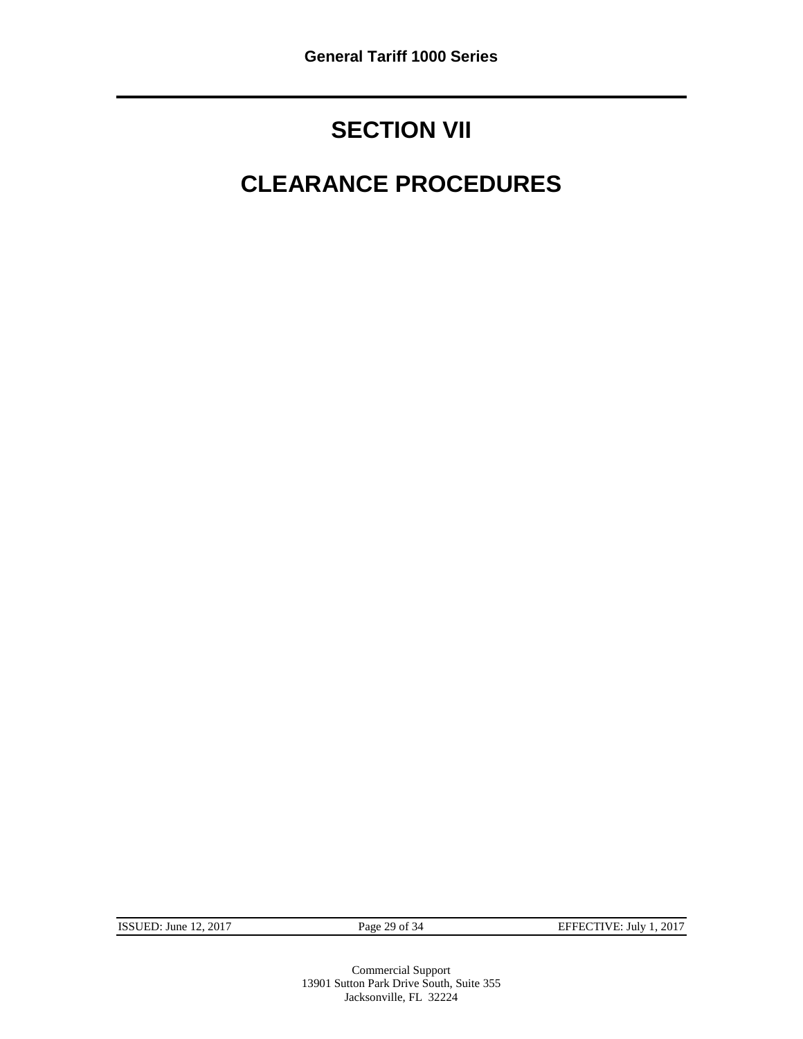# SECTION VII

# CLEARANCE PROCEDURES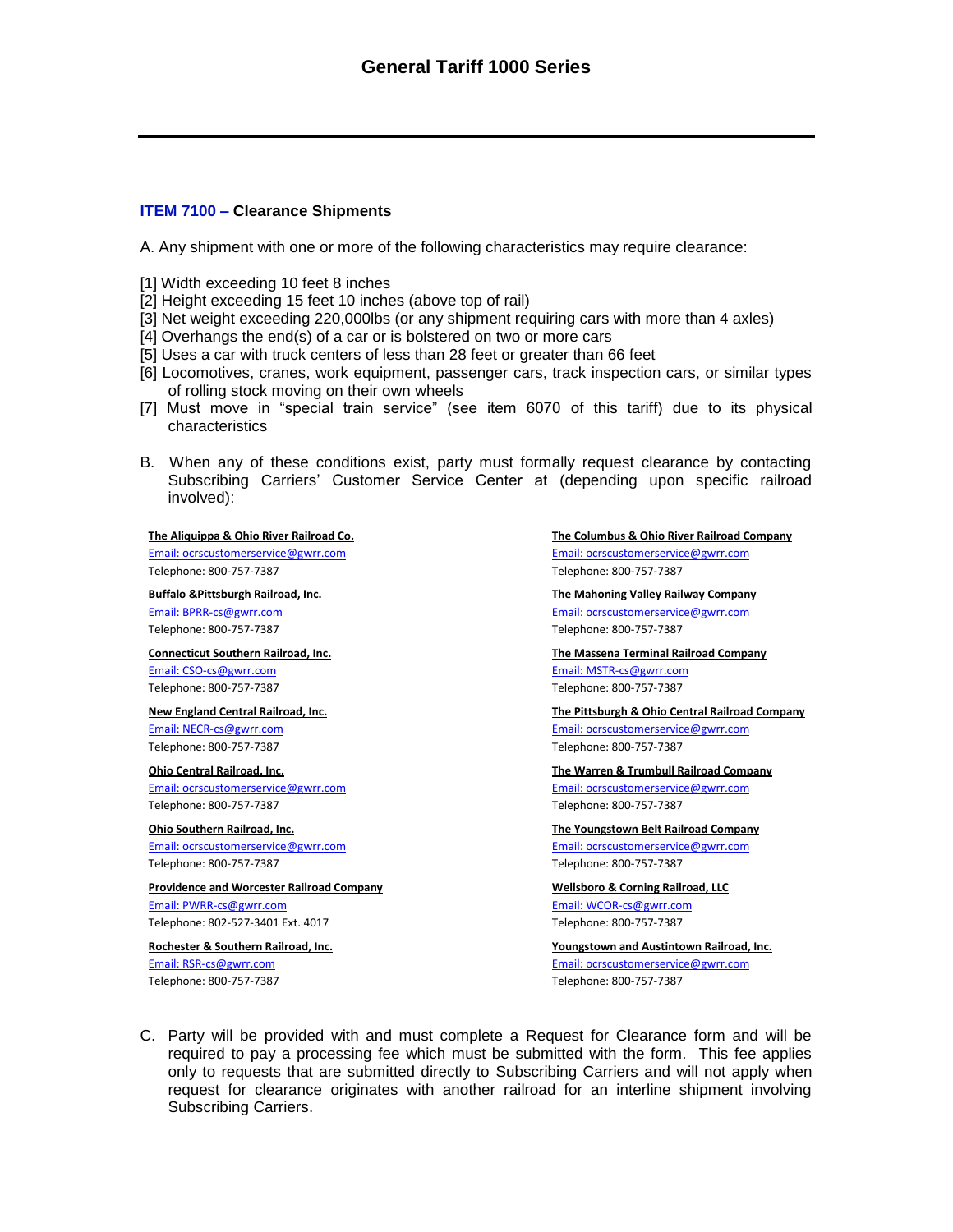# General Tariff 1000 Series

**ITEM 7100 – Clearance Shipments**

A. Any shipment with one or more of the following characteristics may require clearance:

[1] Width exceeding 10 feet 8 inches
[2] Height exceeding 15 feet 10 inches (above top of rail)
[3] Net weight exceeding 220,000lbs (or any shipment requiring cars with more than 4 axles)
[4] Overhangs the end(s) of a car or is bolstered on two or more cars
[5] Uses a car with truck centers of less than 28 feet or greater than 66 feet
[6] Locomotives, cranes, work equipment, passenger cars, track inspection cars, or similar types of rolling stock moving on their own wheels
[7] Must move in "special train service" (see item 6070 of this tariff) due to its physical characteristics

B. When any of these conditions exist, party must formally request clearance by contacting Subscribing Carriers' Customer Service Center at (depending upon specific railroad involved):

**The Aliquippa & Ohio River Railroad Co.**
Email: ocrscustomerservice@gwrr.com
Telephone: 800-757-7387

**Buffalo &Pittsburgh Railroad, Inc.**
Email: BPRR-cs@gwrr.com
Telephone: 800-757-7387

**Connecticut Southern Railroad, Inc.**
Email: CSO-cs@gwrr.com
Telephone: 800-757-7387

**New England Central Railroad, Inc.**
Email: NECR-cs@gwrr.com
Telephone: 800-757-7387

**Ohio Central Railroad, Inc.**
Email: ocrscustomerservice@gwrr.com
Telephone: 800-757-7387

**Ohio Southern Railroad, Inc.**
Email: ocrscustomerservice@gwrr.com
Telephone: 800-757-7387

**Providence and Worcester Railroad Company**
Email: PWRR-cs@gwrr.com
Telephone: 802-527-3401 Ext. 4017

**Rochester & Southern Railroad, Inc.**
Email: RSR-cs@gwrr.com
Telephone: 800-757-7387

**The Columbus & Ohio River Railroad Company**
Email: ocrscustomerservice@gwrr.com
Telephone: 800-757-7387

**The Mahoning Valley Railway Company**
Email: ocrscustomerservice@gwrr.com
Telephone: 800-757-7387

**The Massena Terminal Railroad Company**
Email: MSTR-cs@gwrr.com
Telephone: 800-757-7387

**The Pittsburgh & Ohio Central Railroad Company**
Email: ocrscustomerservice@gwrr.com
Telephone: 800-757-7387

**The Warren & Trumbull Railroad Company**
Email: ocrscustomerservice@gwrr.com
Telephone: 800-757-7387

**The Youngstown Belt Railroad Company**
Email: ocrscustomerservice@gwrr.com
Telephone: 800-757-7387

**Wellsboro & Corning Railroad, LLC**
Email: WCOR-cs@gwrr.com
Telephone: 800-757-7387

**Youngstown and Austintown Railroad, Inc.**
Email: ocrscustomerservice@gwrr.com
Telephone: 800-757-7387

C. Party will be provided with and must complete a Request for Clearance form and will be required to pay a processing fee which must be submitted with the form. This fee applies only to requests that are submitted directly to Subscribing Carriers and will not apply when request for clearance originates with another railroad for an interline shipment involving Subscribing Carriers.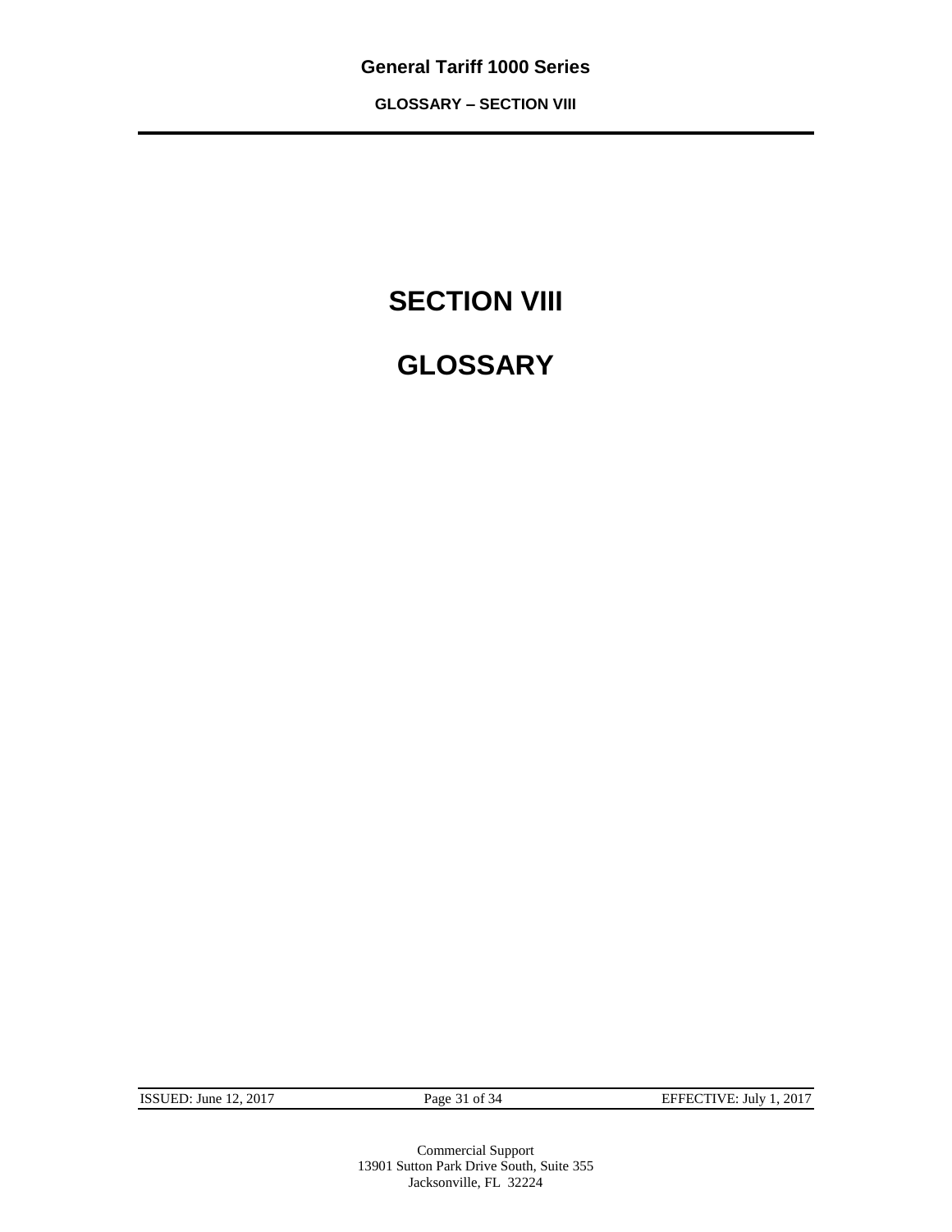# SECTION VIII

# GLOSSARY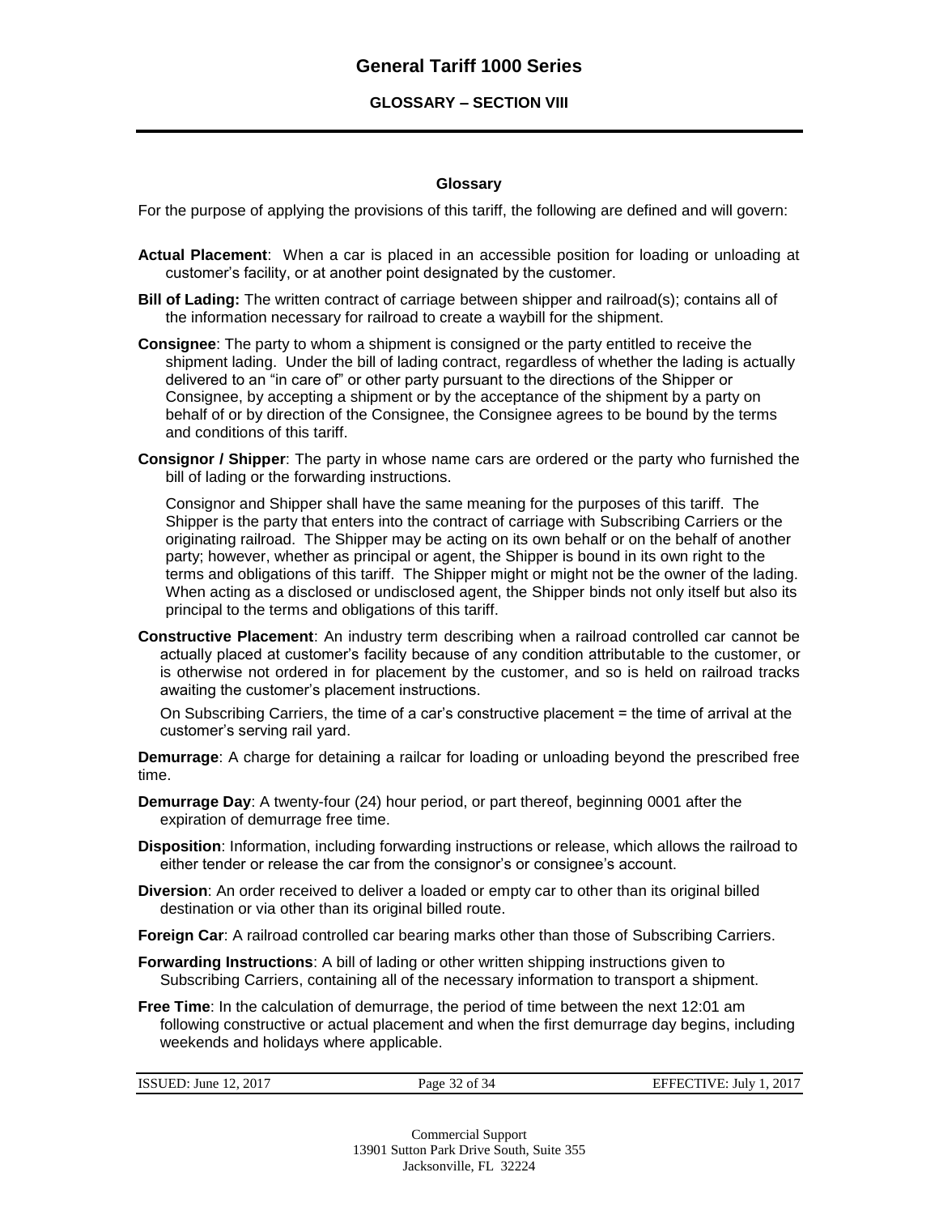# General Tariff 1000 Series

## GLOSSARY – SECTION VIII

### Glossary

For the purpose of applying the provisions of this tariff, the following are defined and will govern:

**Actual Placement**: When a car is placed in an accessible position for loading or unloading at customer's facility, or at another point designated by the customer.

**Bill of Lading:** The written contract of carriage between shipper and railroad(s); contains all of the information necessary for railroad to create a waybill for the shipment.

**Consignee**: The party to whom a shipment is consigned or the party entitled to receive the shipment lading. Under the bill of lading contract, regardless of whether the lading is actually delivered to an "in care of" or other party pursuant to the directions of the Shipper or Consignee, by accepting a shipment or by the acceptance of the shipment by a party on behalf of or by direction of the Consignee, the Consignee agrees to be bound by the terms and conditions of this tariff.

**Consignor / Shipper**: The party in whose name cars are ordered or the party who furnished the bill of lading or the forwarding instructions.

Consignor and Shipper shall have the same meaning for the purposes of this tariff. The Shipper is the party that enters into the contract of carriage with Subscribing Carriers or the originating railroad. The Shipper may be acting on its own behalf or on the behalf of another party; however, whether as principal or agent, the Shipper is bound in its own right to the terms and obligations of this tariff. The Shipper might or might not be the owner of the lading. When acting as a disclosed or undisclosed agent, the Shipper binds not only itself but also its principal to the terms and obligations of this tariff.

**Constructive Placement**: An industry term describing when a railroad controlled car cannot be actually placed at customer's facility because of any condition attributable to the customer, or is otherwise not ordered in for placement by the customer, and so is held on railroad tracks awaiting the customer's placement instructions.

On Subscribing Carriers, the time of a car's constructive placement = the time of arrival at the customer's serving rail yard.

**Demurrage**: A charge for detaining a railcar for loading or unloading beyond the prescribed free time.

**Demurrage Day**: A twenty-four (24) hour period, or part thereof, beginning 0001 after the expiration of demurrage free time.

**Disposition**: Information, including forwarding instructions or release, which allows the railroad to either tender or release the car from the consignor's or consignee's account.

**Diversion**: An order received to deliver a loaded or empty car to other than its original billed destination or via other than its original billed route.

**Foreign Car**: A railroad controlled car bearing marks other than those of Subscribing Carriers.

**Forwarding Instructions**: A bill of lading or other written shipping instructions given to Subscribing Carriers, containing all of the necessary information to transport a shipment.

**Free Time**: In the calculation of demurrage, the period of time between the next 12:01 am following constructive or actual placement and when the first demurrage day begins, including weekends and holidays where applicable.

ISSUED: June 12, 2017 | EFFECTIVE: July 1, 2017

Commercial Support
13901 Sutton Park Drive South, Suite 355
Jacksonville, FL 32224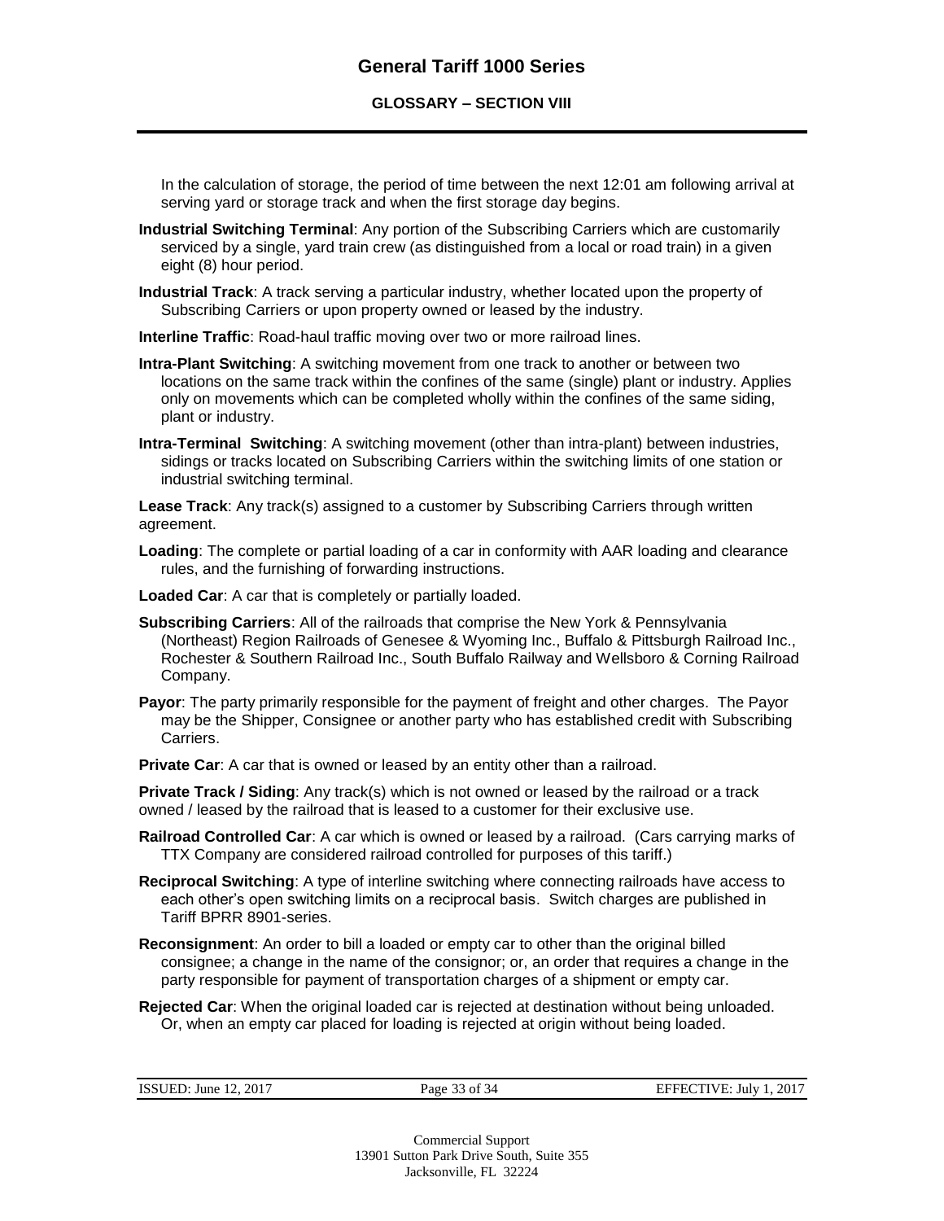In the calculation of storage, the period of time between the next 12:01 am following arrival at serving yard or storage track and when the first storage day begins.

**Industrial Switching Terminal**: Any portion of the Subscribing Carriers which are customarily serviced by a single, yard train crew (as distinguished from a local or road train) in a given eight (8) hour period.

**Industrial Track**: A track serving a particular industry, whether located upon the property of Subscribing Carriers or upon property owned or leased by the industry.

**Interline Traffic**: Road-haul traffic moving over two or more railroad lines.

**Intra-Plant Switching**: A switching movement from one track to another or between two locations on the same track within the confines of the same (single) plant or industry. Applies only on movements which can be completed wholly within the confines of the same siding, plant or industry.

**Intra-Terminal Switching**: A switching movement (other than intra-plant) between industries, sidings or tracks located on Subscribing Carriers within the switching limits of one station or industrial switching terminal.

**Lease Track**: Any track(s) assigned to a customer by Subscribing Carriers through written agreement.

**Loading**: The complete or partial loading of a car in conformity with AAR loading and clearance rules, and the furnishing of forwarding instructions.

**Loaded Car**: A car that is completely or partially loaded.

**Subscribing Carriers**: All of the railroads that comprise the New York & Pennsylvania (Northeast) Region Railroads of Genesee & Wyoming Inc., Buffalo & Pittsburgh Railroad Inc., Rochester & Southern Railroad Inc., South Buffalo Railway and Wellsboro & Corning Railroad Company.

**Payor**: The party primarily responsible for the payment of freight and other charges. The Payor may be the Shipper, Consignee or another party who has established credit with Subscribing Carriers.

**Private Car**: A car that is owned or leased by an entity other than a railroad.

**Private Track / Siding**: Any track(s) which is not owned or leased by the railroad or a track owned / leased by the railroad that is leased to a customer for their exclusive use.

**Railroad Controlled Car**: A car which is owned or leased by a railroad. (Cars carrying marks of TTX Company are considered railroad controlled for purposes of this tariff.)

**Reciprocal Switching**: A type of interline switching where connecting railroads have access to each other's open switching limits on a reciprocal basis. Switch charges are published in Tariff BPRR 8901-series.

**Reconsignment**: An order to bill a loaded or empty car to other than the original billed consignee; a change in the name of the consignor; or, an order that requires a change in the party responsible for payment of transportation charges of a shipment or empty car.

**Rejected Car**: When the original loaded car is rejected at destination without being unloaded. Or, when an empty car placed for loading is rejected at origin without being loaded.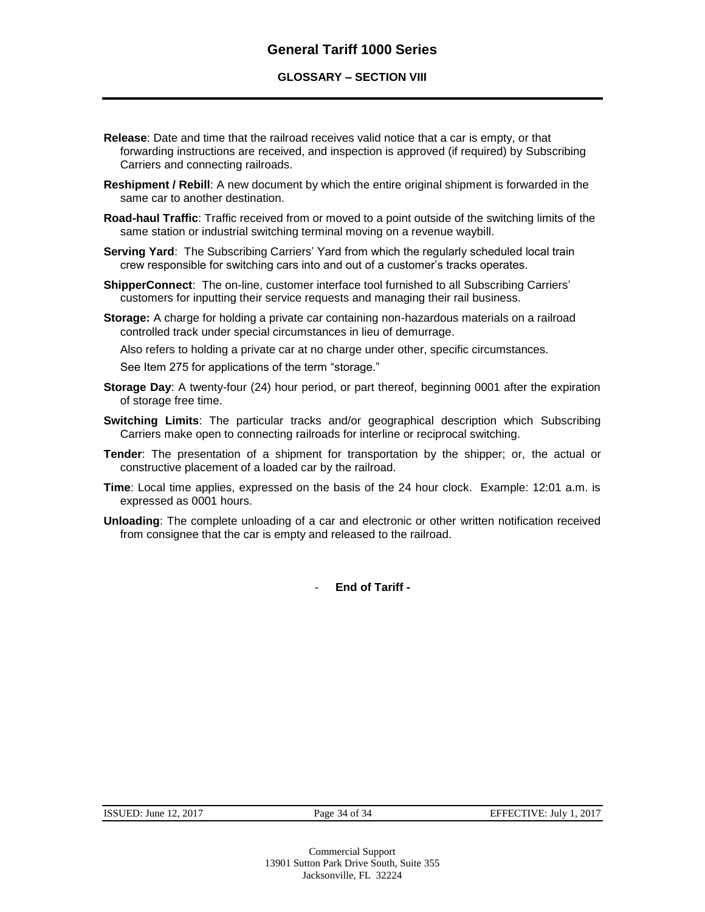**Release**: Date and time that the railroad receives valid notice that a car is empty, or that forwarding instructions are received, and inspection is approved (if required) by Subscribing Carriers and connecting railroads.

**Reshipment / Rebill**: A new document by which the entire original shipment is forwarded in the same car to another destination.

**Road-haul Traffic**: Traffic received from or moved to a point outside of the switching limits of the same station or industrial switching terminal moving on a revenue waybill.

**Serving Yard**: The Subscribing Carriers' Yard from which the regularly scheduled local train crew responsible for switching cars into and out of a customer's tracks operates.

**ShipperConnect**: The on-line, customer interface tool furnished to all Subscribing Carriers' customers for inputting their service requests and managing their rail business.

**Storage:** A charge for holding a private car containing non-hazardous materials on a railroad controlled track under special circumstances in lieu of demurrage.

Also refers to holding a private car at no charge under other, specific circumstances.

See Item 275 for applications of the term "storage."

**Storage Day**: A twenty-four (24) hour period, or part thereof, beginning 0001 after the expiration of storage free time.

**Switching Limits**: The particular tracks and/or geographical description which Subscribing Carriers make open to connecting railroads for interline or reciprocal switching.

**Tender**: The presentation of a shipment for transportation by the shipper; or, the actual or constructive placement of a loaded car by the railroad.

**Time**: Local time applies, expressed on the basis of the 24 hour clock. Example: 12:01 a.m. is expressed as 0001 hours.

**Unloading**: The complete unloading of a car and electronic or other written notification received from consignee that the car is empty and released to the railroad.

\- **End of Tariff -**